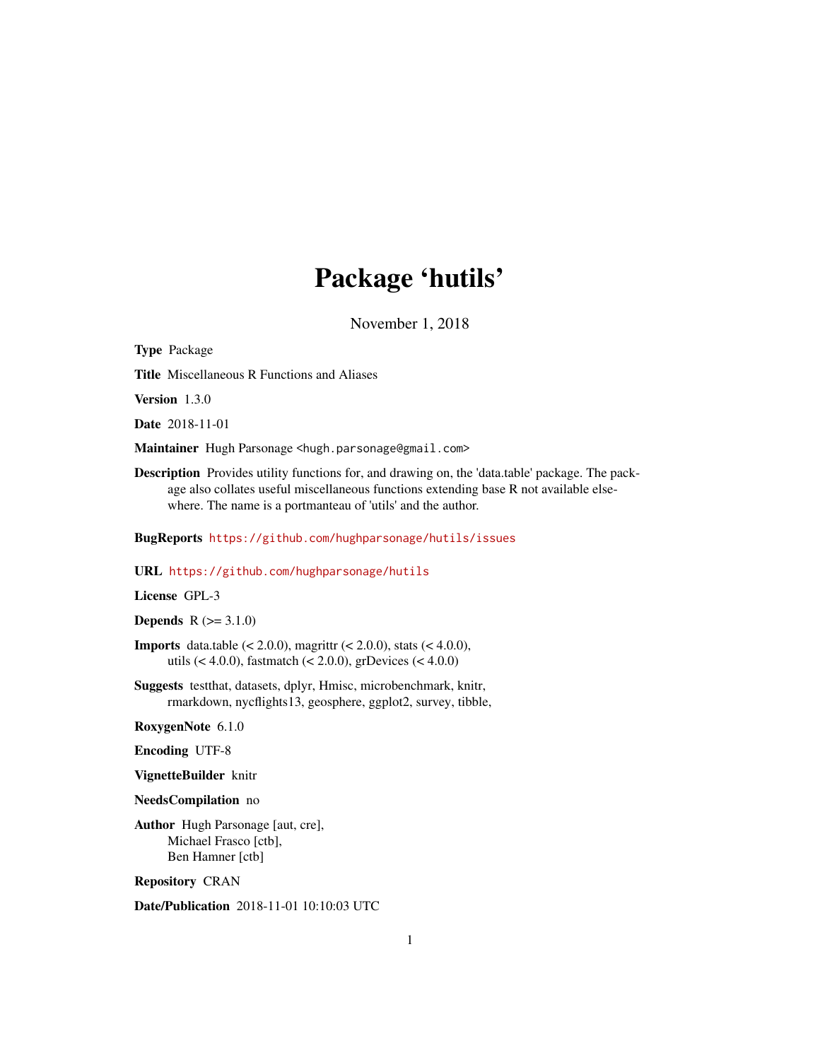# Package 'hutils'

November 1, 2018

**Type** Package

**Title** Miscellaneous R Functions and Aliases

**Version** 1.3.0

**Date** 2018-11-01

**Maintainer** Hugh Parsonage <hugh.parsonage@gmail.com>

**Description** Provides utility functions for, and drawing on, the 'data.table' package. The package also collates useful miscellaneous functions extending base R not available elsewhere. The name is a portmanteau of 'utils' and the author.

**BugReports** https://github.com/hughparsonage/hutils/issues

**URL** https://github.com/hughparsonage/hutils

**License** GPL-3

**Depends** R (>= 3.1.0)

**Imports** data.table (< 2.0.0), magrittr (< 2.0.0), stats (< 4.0.0), utils (< 4.0.0), fastmatch (< 2.0.0), grDevices (< 4.0.0)

**Suggests** testthat, datasets, dplyr, Hmisc, microbenchmark, knitr, rmarkdown, nycflights13, geosphere, ggplot2, survey, tibble,

**RoxygenNote** 6.1.0

**Encoding** UTF-8

**VignetteBuilder** knitr

**NeedsCompilation** no

**Author** Hugh Parsonage [aut, cre],
Michael Frasco [ctb],
Ben Hamner [ctb]

**Repository** CRAN

**Date/Publication** 2018-11-01 10:10:03 UTC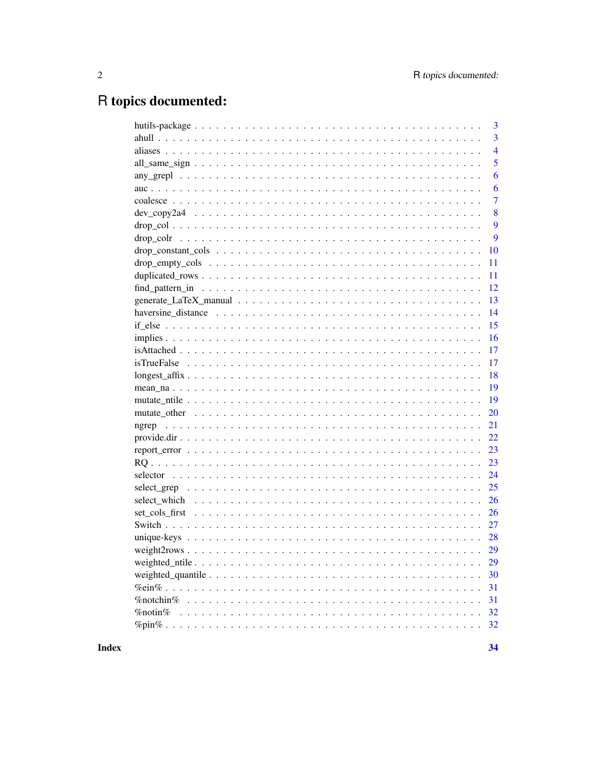# R topics documented:

| | |
|---|---|
| hutils-package | 3 |
| ahull | 3 |
| aliases | 4 |
| all_same_sign | 5 |
| any_grepl | 6 |
| auc | 6 |
| coalesce | 7 |
| dev_copy2a4 | 8 |
| drop_col | 9 |
| drop_colr | 9 |
| drop_constant_cols | 10 |
| drop_empty_cols | 11 |
| duplicated_rows | 11 |
| find_pattern_in | 12 |
| generate_LaTeX_manual | 13 |
| haversine_distance | 14 |
| if_else | 15 |
| implies | 16 |
| isAttached | 17 |
| isTrueFalse | 17 |
| longest_affix | 18 |
| mean_na | 19 |
| mutate_ntile | 19 |
| mutate_other | 20 |
| ngrep | 21 |
| provide.dir | 22 |
| report_error | 23 |
| RQ | 23 |
| selector | 24 |
| select_grep | 25 |
| select_which | 26 |
| set_cols_first | 26 |
| Switch | 27 |
| unique-keys | 28 |
| weight2rows | 29 |
| weighted_ntile | 29 |
| weighted_quantile | 30 |
| %ein% | 31 |
| %notchin% | 31 |
| %notin% | 32 |
| %pin% | 32 |

**Index** **34**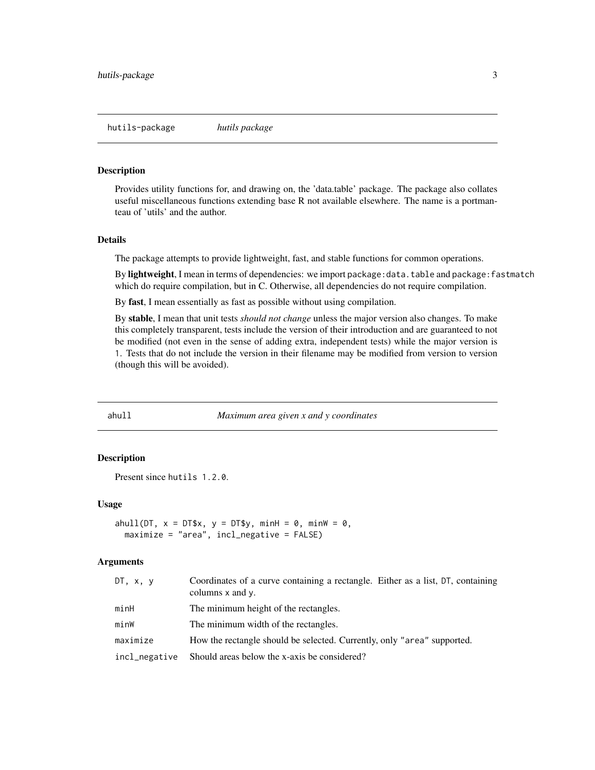## hutils-package — *hutils package*

### Description

Provides utility functions for, and drawing on, the 'data.table' package. The package also collates useful miscellaneous functions extending base R not available elsewhere. The name is a portmanteau of 'utils' and the author.

### Details

The package attempts to provide lightweight, fast, and stable functions for common operations.

By **lightweight**, I mean in terms of dependencies: we import `package:data.table` and `package:fastmatch` which do require compilation, but in C. Otherwise, all dependencies do not require compilation.

By **fast**, I mean essentially as fast as possible without using compilation.

By **stable**, I mean that unit tests *should not change* unless the major version also changes. To make this completely transparent, tests include the version of their introduction and are guaranteed to not be modified (not even in the sense of adding extra, independent tests) while the major version is `1`. Tests that do not include the version in their filename may be modified from version to version (though this will be avoided).

## ahull — *Maximum area given x and y coordinates*

### Description

Present since `hutils 1.2.0`.

### Usage

```
ahull(DT, x = DT$x, y = DT$y, minH = 0, minW = 0,
  maximize = "area", incl_negative = FALSE)
```

### Arguments

| | |
|---|---|
| `DT, x, y` | Coordinates of a curve containing a rectangle. Either as a list, `DT`, containing columns `x` and `y`. |
| `minH` | The minimum height of the rectangles. |
| `minW` | The minimum width of the rectangles. |
| `maximize` | How the rectangle should be selected. Currently, only `"area"` supported. |
| `incl_negative` | Should areas below the x-axis be considered? |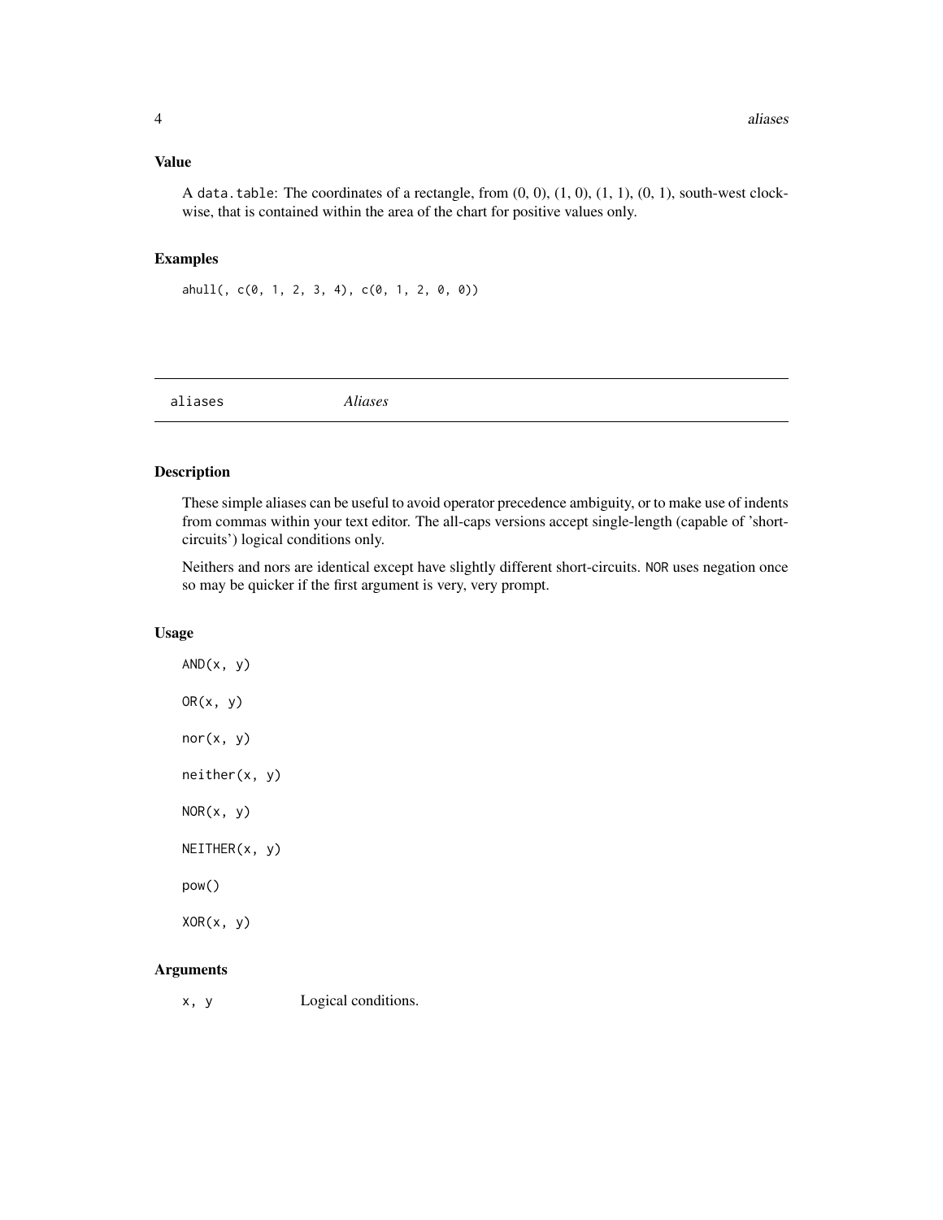## Value

A `data.table`: The coordinates of a rectangle, from (0, 0), (1, 0), (1, 1), (0, 1), south-west clockwise, that is contained within the area of the chart for positive values only.

## Examples

```
ahull(, c(0, 1, 2, 3, 4), c(0, 1, 2, 0, 0))
```

---

# aliases *Aliases*

---

## Description

These simple aliases can be useful to avoid operator precedence ambiguity, or to make use of indents from commas within your text editor. The all-caps versions accept single-length (capable of 'short-circuits') logical conditions only.

Neithers and nors are identical except have slightly different short-circuits. `NOR` uses negation once so may be quicker if the first argument is very, very prompt.

## Usage

```
AND(x, y)

OR(x, y)

nor(x, y)

neither(x, y)

NOR(x, y)

NEITHER(x, y)

pow()

XOR(x, y)
```

## Arguments

| | |
|---|---|
| `x, y` | Logical conditions. |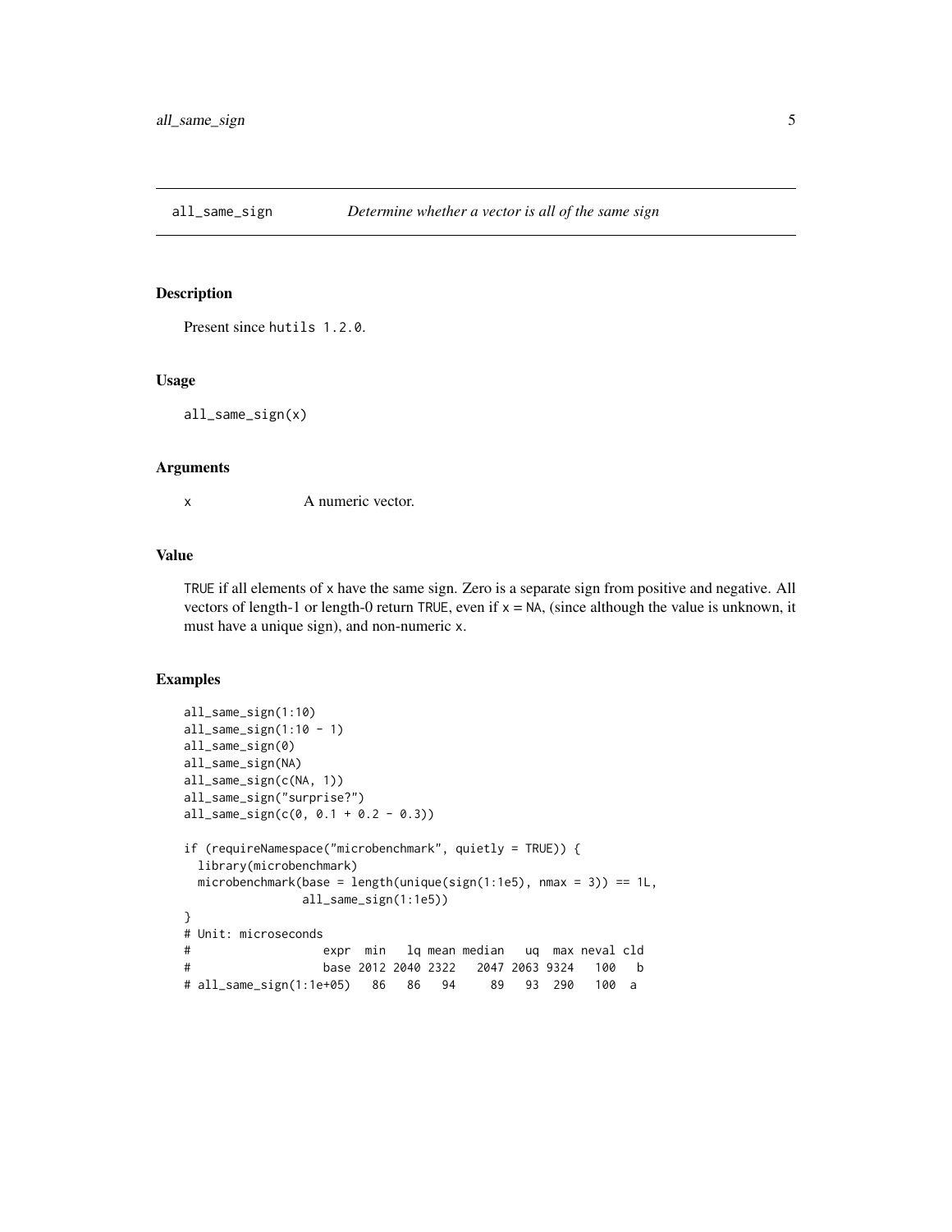## all_same_sign *Determine whether a vector is all of the same sign*

### Description

Present since `hutils 1.2.0`.

### Usage

```
all_same_sign(x)
```

### Arguments

| | |
|---|---|
| `x` | A numeric vector. |

### Value

`TRUE` if all elements of `x` have the same sign. Zero is a separate sign from positive and negative. All vectors of length-1 or length-0 return `TRUE`, even if `x = NA`, (since although the value is unknown, it must have a unique sign), and non-numeric `x`.

### Examples

```
all_same_sign(1:10)
all_same_sign(1:10 - 1)
all_same_sign(0)
all_same_sign(NA)
all_same_sign(c(NA, 1))
all_same_sign("surprise?")
all_same_sign(c(0, 0.1 + 0.2 - 0.3))

if (requireNamespace("microbenchmark", quietly = TRUE)) {
  library(microbenchmark)
  microbenchmark(base = length(unique(sign(1:1e5), nmax = 3)) == 1L,
                 all_same_sign(1:1e5))
}
# Unit: microseconds
#                   expr  min   lq mean median   uq  max neval cld
#                   base 2012 2040 2322   2047 2063 9324   100   b
# all_same_sign(1:1e+05)   86   86   94     89   93  290   100  a
```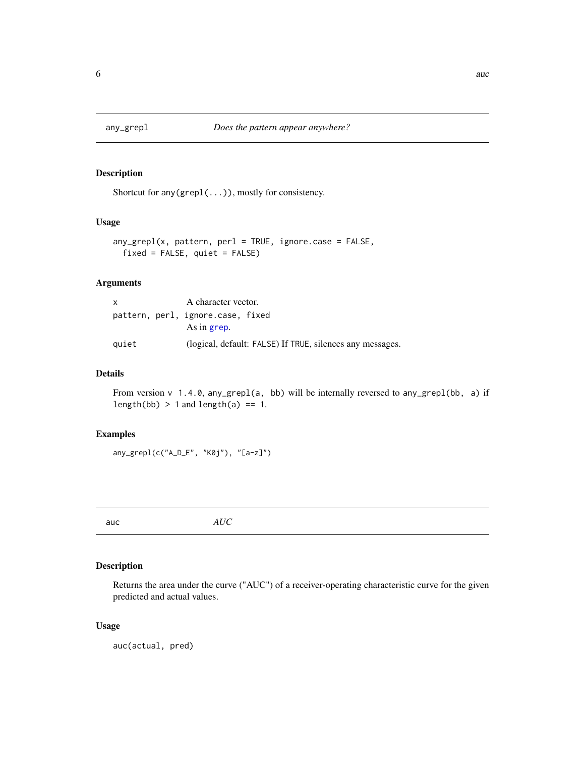## any_grepl — *Does the pattern appear anywhere?*

### Description

Shortcut for `any(grepl(...))`, mostly for consistency.

### Usage

```
any_grepl(x, pattern, perl = TRUE, ignore.case = FALSE,
  fixed = FALSE, quiet = FALSE)
```

### Arguments

| | |
|---|---|
| `x` | A character vector. |
| `pattern, perl, ignore.case, fixed` | As in `grep`. |
| `quiet` | (logical, default: `FALSE`) If `TRUE`, silences any messages. |

### Details

From version `v 1.4.0`, `any_grepl(a, bb)` will be internally reversed to `any_grepl(bb, a)` if `length(bb) > 1` and `length(a) == 1`.

### Examples

```
any_grepl(c("A_D_E", "K0j"), "[a-z]")
```

## auc — *AUC*

### Description

Returns the area under the curve ("AUC") of a receiver-operating characteristic curve for the given predicted and actual values.

### Usage

```
auc(actual, pred)
```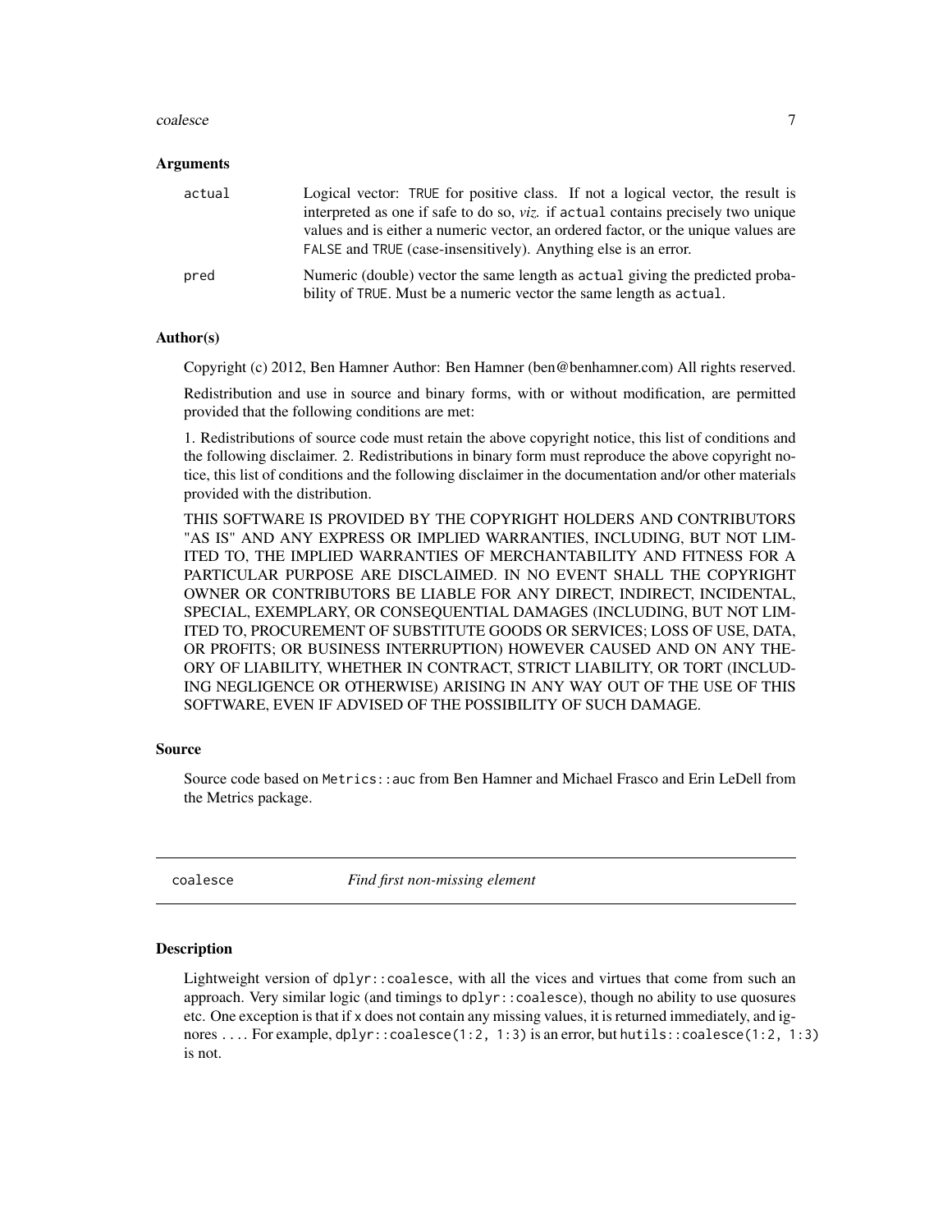### Arguments

| | |
|---|---|
| `actual` | Logical vector: `TRUE` for positive class. If not a logical vector, the result is interpreted as one if safe to do so, *viz.* if `actual` contains precisely two unique values and is either a numeric vector, an ordered factor, or the unique values are `FALSE` and `TRUE` (case-insensitively). Anything else is an error. |
| `pred` | Numeric (double) vector the same length as `actual` giving the predicted probability of `TRUE`. Must be a numeric vector the same length as `actual`. |

### Author(s)

Copyright (c) 2012, Ben Hamner Author: Ben Hamner (ben@benhamner.com) All rights reserved.

Redistribution and use in source and binary forms, with or without modification, are permitted provided that the following conditions are met:

1. Redistributions of source code must retain the above copyright notice, this list of conditions and the following disclaimer. 2. Redistributions in binary form must reproduce the above copyright notice, this list of conditions and the following disclaimer in the documentation and/or other materials provided with the distribution.

THIS SOFTWARE IS PROVIDED BY THE COPYRIGHT HOLDERS AND CONTRIBUTORS "AS IS" AND ANY EXPRESS OR IMPLIED WARRANTIES, INCLUDING, BUT NOT LIMITED TO, THE IMPLIED WARRANTIES OF MERCHANTABILITY AND FITNESS FOR A PARTICULAR PURPOSE ARE DISCLAIMED. IN NO EVENT SHALL THE COPYRIGHT OWNER OR CONTRIBUTORS BE LIABLE FOR ANY DIRECT, INDIRECT, INCIDENTAL, SPECIAL, EXEMPLARY, OR CONSEQUENTIAL DAMAGES (INCLUDING, BUT NOT LIMITED TO, PROCUREMENT OF SUBSTITUTE GOODS OR SERVICES; LOSS OF USE, DATA, OR PROFITS; OR BUSINESS INTERRUPTION) HOWEVER CAUSED AND ON ANY THEORY OF LIABILITY, WHETHER IN CONTRACT, STRICT LIABILITY, OR TORT (INCLUDING NEGLIGENCE OR OTHERWISE) ARISING IN ANY WAY OUT OF THE USE OF THIS SOFTWARE, EVEN IF ADVISED OF THE POSSIBILITY OF SUCH DAMAGE.

### Source

Source code based on `Metrics::auc` from Ben Hamner and Michael Frasco and Erin LeDell from the Metrics package.

---

## `coalesce` — *Find first non-missing element*

---

### Description

Lightweight version of `dplyr::coalesce`, with all the vices and virtues that come from such an approach. Very similar logic (and timings to `dplyr::coalesce`), though no ability to use quosures etc. One exception is that if `x` does not contain any missing values, it is returned immediately, and ignores `...`. For example, `dplyr::coalesce(1:2, 1:3)` is an error, but `hutils::coalesce(1:2, 1:3)` is not.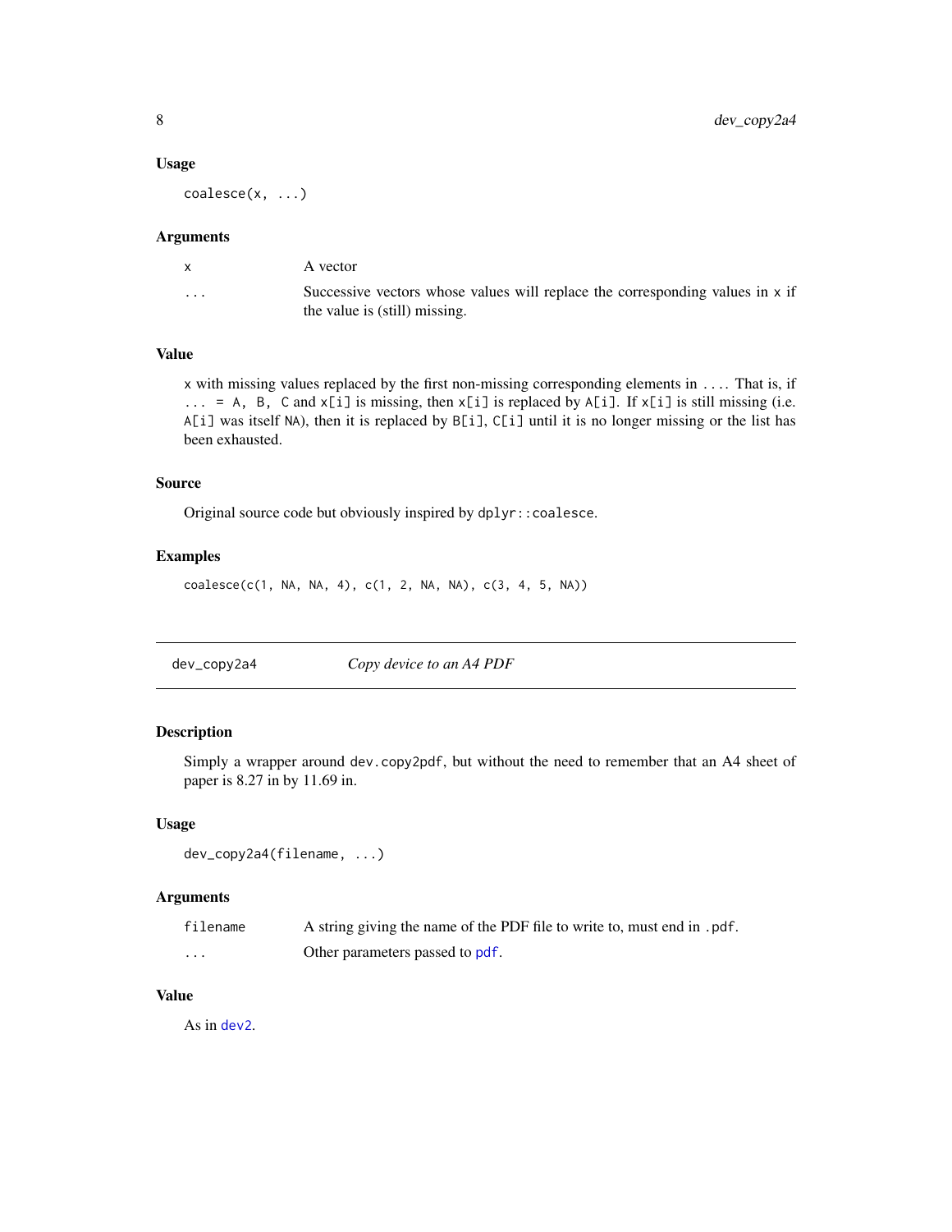### Usage

```
coalesce(x, ...)
```

### Arguments

| | |
|---|---|
| `x` | A vector |
| `...` | Successive vectors whose values will replace the corresponding values in `x` if the value is (still) missing. |

### Value

`x` with missing values replaced by the first non-missing corresponding elements in `...`. That is, if `... = A, B, C` and `x[i]` is missing, then `x[i]` is replaced by `A[i]`. If `x[i]` is still missing (i.e. `A[i]` was itself `NA`), then it is replaced by `B[i]`, `C[i]` until it is no longer missing or the list has been exhausted.

### Source

Original source code but obviously inspired by `dplyr::coalesce`.

### Examples

```
coalesce(c(1, NA, NA, 4), c(1, 2, NA, NA), c(3, 4, 5, NA))
```

---

## `dev_copy2a4` *Copy device to an A4 PDF*

### Description

Simply a wrapper around `dev.copy2pdf`, but without the need to remember that an A4 sheet of paper is 8.27 in by 11.69 in.

### Usage

```
dev_copy2a4(filename, ...)
```

### Arguments

| | |
|---|---|
| `filename` | A string giving the name of the PDF file to write to, must end in `.pdf`. |
| `...` | Other parameters passed to `pdf`. |

### Value

As in `dev2`.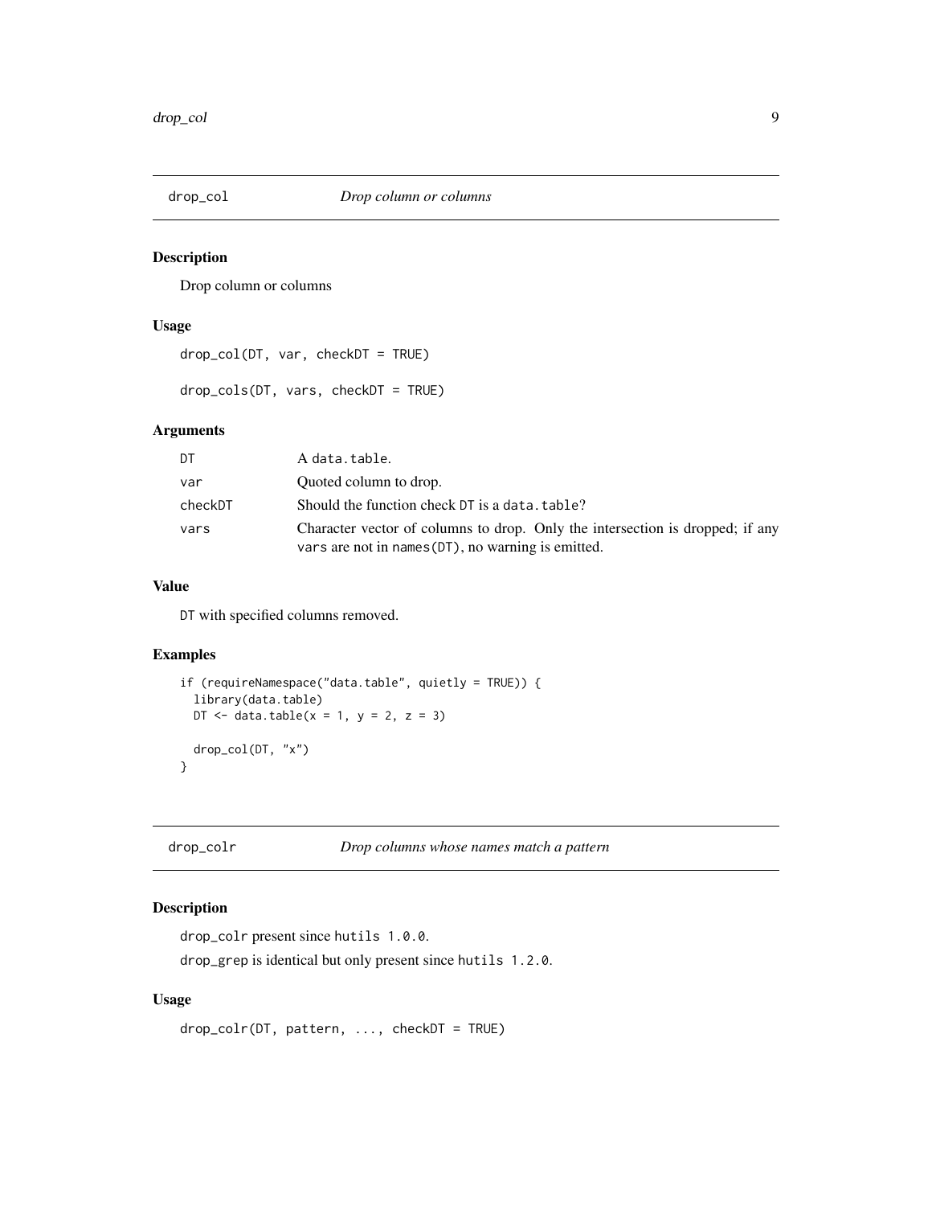## drop_col — *Drop column or columns*

### Description

Drop column or columns

### Usage

```
drop_col(DT, var, checkDT = TRUE)

drop_cols(DT, vars, checkDT = TRUE)
```

### Arguments

| | |
|---|---|
| `DT` | A `data.table`. |
| `var` | Quoted column to drop. |
| `checkDT` | Should the function check `DT` is a `data.table`? |
| `vars` | Character vector of columns to drop. Only the intersection is dropped; if any `vars` are not in `names(DT)`, no warning is emitted. |

### Value

`DT` with specified columns removed.

### Examples

```
if (requireNamespace("data.table", quietly = TRUE)) {
  library(data.table)
  DT <- data.table(x = 1, y = 2, z = 3)

  drop_col(DT, "x")
}
```

## drop_colr — *Drop columns whose names match a pattern*

### Description

`drop_colr` present since `hutils 1.0.0`.

`drop_grep` is identical but only present since `hutils 1.2.0`.

### Usage

```
drop_colr(DT, pattern, ..., checkDT = TRUE)
```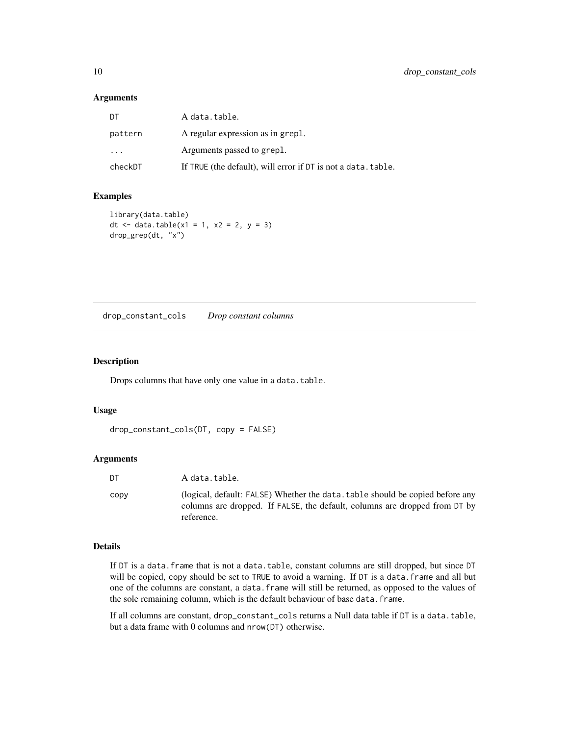### Arguments

| | |
|---|---|
| DT | A data.table. |
| pattern | A regular expression as in grepl. |
| ... | Arguments passed to grepl. |
| checkDT | If TRUE (the default), will error if DT is not a data.table. |

### Examples

```
library(data.table)
dt <- data.table(x1 = 1, x2 = 2, y = 3)
drop_grep(dt, "x")
```

---

## drop_constant_cols    *Drop constant columns*

---

### Description

Drops columns that have only one value in a data.table.

### Usage

```
drop_constant_cols(DT, copy = FALSE)
```

### Arguments

| | |
|---|---|
| DT | A data.table. |
| copy | (logical, default: FALSE) Whether the data.table should be copied before any columns are dropped. If FALSE, the default, columns are dropped from DT by reference. |

### Details

If DT is a data.frame that is not a data.table, constant columns are still dropped, but since DT will be copied, copy should be set to TRUE to avoid a warning. If DT is a data.frame and all but one of the columns are constant, a data.frame will still be returned, as opposed to the values of the sole remaining column, which is the default behaviour of base data.frame.

If all columns are constant, drop_constant_cols returns a Null data table if DT is a data.table, but a data frame with 0 columns and nrow(DT) otherwise.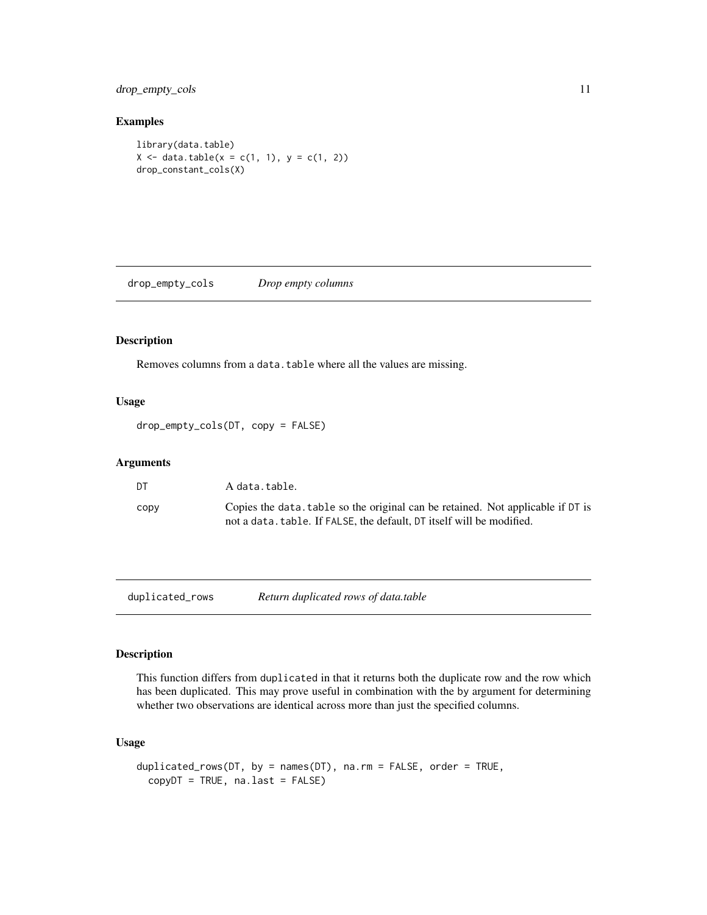## Examples

```
library(data.table)
X <- data.table(x = c(1, 1), y = c(1, 2))
drop_constant_cols(X)
```

---

# drop_empty_cols    *Drop empty columns*

---

### Description

Removes columns from a `data.table` where all the values are missing.

### Usage

```
drop_empty_cols(DT, copy = FALSE)
```

### Arguments

| | |
|---|---|
| `DT` | A `data.table`. |
| `copy` | Copies the `data.table` so the original can be retained. Not applicable if `DT` is not a `data.table`. If `FALSE`, the default, `DT` itself will be modified. |

---

# duplicated_rows    *Return duplicated rows of data.table*

---

### Description

This function differs from `duplicated` in that it returns both the duplicate row and the row which has been duplicated. This may prove useful in combination with the `by` argument for determining whether two observations are identical across more than just the specified columns.

### Usage

```
duplicated_rows(DT, by = names(DT), na.rm = FALSE, order = TRUE,
  copyDT = TRUE, na.last = FALSE)
```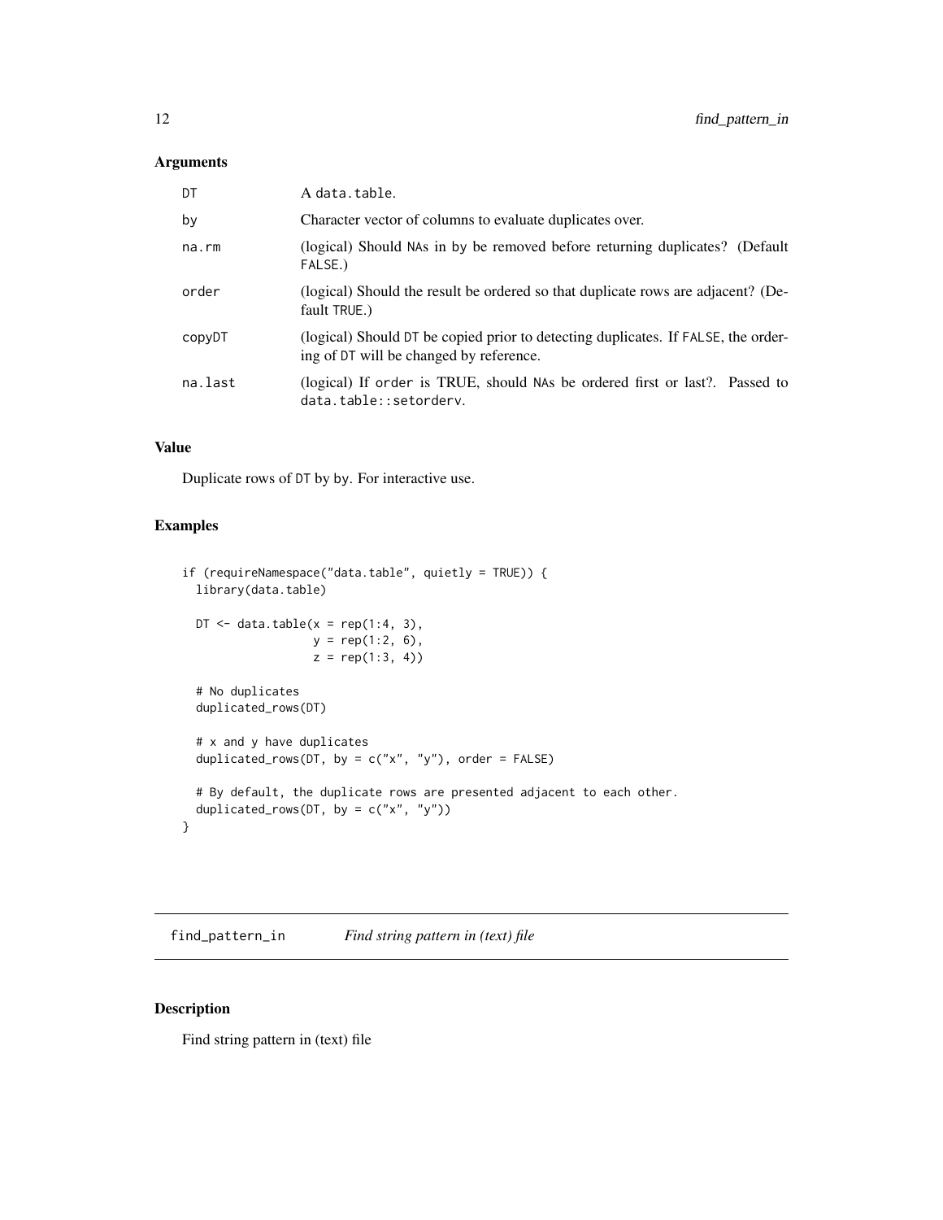### Arguments

| | |
|---|---|
| DT | A data.table. |
| by | Character vector of columns to evaluate duplicates over. |
| na.rm | (logical) Should NAs in by be removed before returning duplicates? (Default FALSE.) |
| order | (logical) Should the result be ordered so that duplicate rows are adjacent? (Default TRUE.) |
| copyDT | (logical) Should DT be copied prior to detecting duplicates. If FALSE, the ordering of DT will be changed by reference. |
| na.last | (logical) If order is TRUE, should NAs be ordered first or last?. Passed to data.table::setorderv. |

### Value

Duplicate rows of DT by by. For interactive use.

### Examples

```
if (requireNamespace("data.table", quietly = TRUE)) {
  library(data.table)

  DT <- data.table(x = rep(1:4, 3),
                   y = rep(1:2, 6),
                   z = rep(1:3, 4))

  # No duplicates
  duplicated_rows(DT)

  # x and y have duplicates
  duplicated_rows(DT, by = c("x", "y"), order = FALSE)

  # By default, the duplicate rows are presented adjacent to each other.
  duplicated_rows(DT, by = c("x", "y"))
}
```

---

## find_pattern_in &nbsp;&nbsp;&nbsp; *Find string pattern in (text) file*

### Description

Find string pattern in (text) file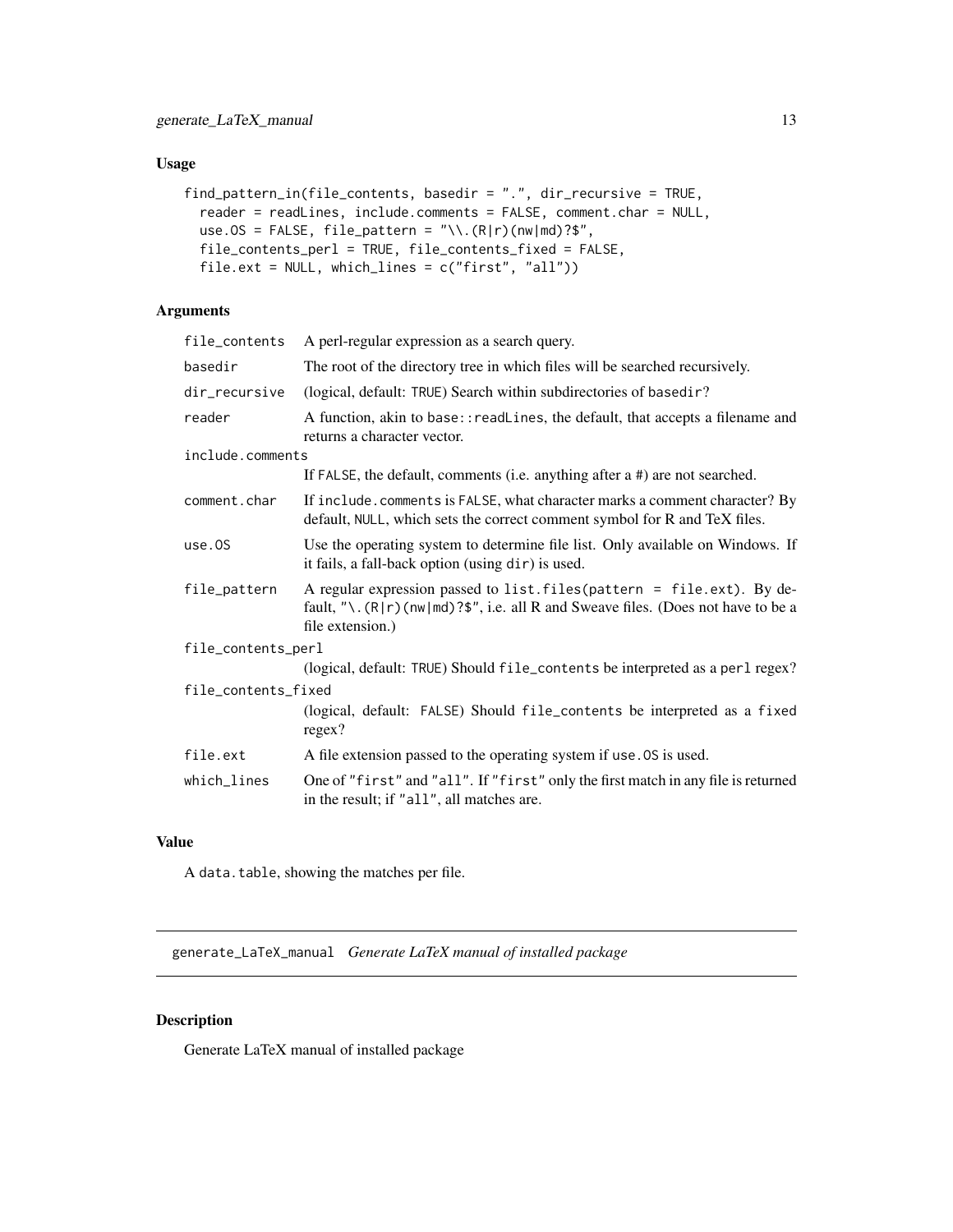## Usage

```
find_pattern_in(file_contents, basedir = ".", dir_recursive = TRUE,
  reader = readLines, include.comments = FALSE, comment.char = NULL,
  use.OS = FALSE, file_pattern = "\\.(R|r)(nw|md)?$",
  file_contents_perl = TRUE, file_contents_fixed = FALSE,
  file.ext = NULL, which_lines = c("first", "all"))
```

## Arguments

| | |
|---|---|
| `file_contents` | A perl-regular expression as a search query. |
| `basedir` | The root of the directory tree in which files will be searched recursively. |
| `dir_recursive` | (logical, default: `TRUE`) Search within subdirectories of `basedir`? |
| `reader` | A function, akin to `base::readLines`, the default, that accepts a filename and returns a character vector. |
| `include.comments` | If `FALSE`, the default, comments (i.e. anything after a `#`) are not searched. |
| `comment.char` | If `include.comments` is `FALSE`, what character marks a comment character? By default, `NULL`, which sets the correct comment symbol for R and TeX files. |
| `use.OS` | Use the operating system to determine file list. Only available on Windows. If it fails, a fall-back option (using `dir`) is used. |
| `file_pattern` | A regular expression passed to `list.files(pattern = file.ext)`. By default, `"\.(R|r)(nw|md)?$"`, i.e. all R and Sweave files. (Does not have to be a file extension.) |
| `file_contents_perl` | (logical, default: `TRUE`) Should `file_contents` be interpreted as a `perl` regex? |
| `file_contents_fixed` | (logical, default: `FALSE`) Should `file_contents` be interpreted as a `fixed` regex? |
| `file.ext` | A file extension passed to the operating system if `use.OS` is used. |
| `which_lines` | One of `"first"` and `"all"`. If `"first"` only the first match in any file is returned in the result; if `"all"`, all matches are. |

## Value

A `data.table`, showing the matches per file.

---

# generate_LaTeX_manual *Generate LaTeX manual of installed package*

## Description

Generate LaTeX manual of installed package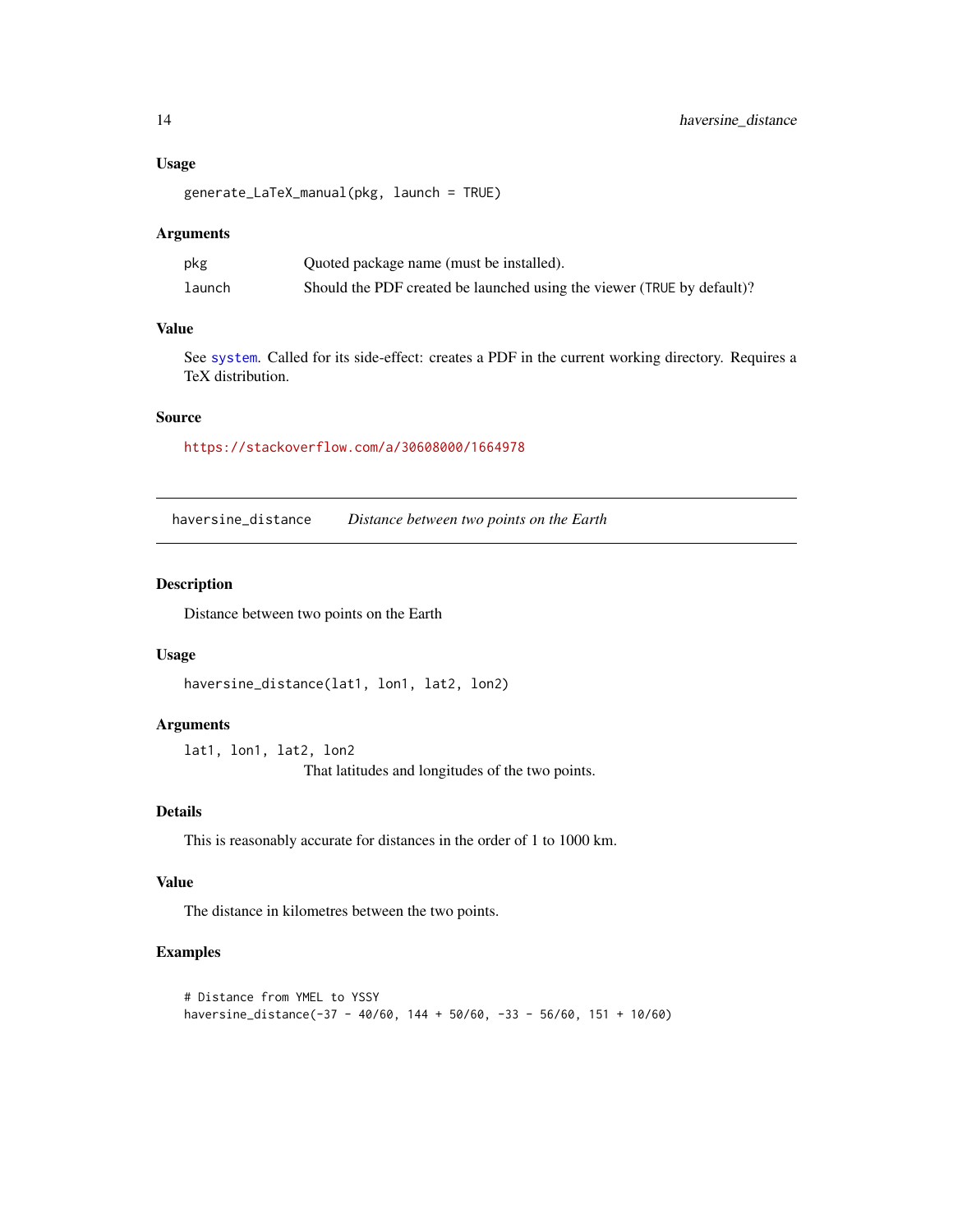### Usage

```
generate_LaTeX_manual(pkg, launch = TRUE)
```

### Arguments

| | |
|---|---|
| `pkg` | Quoted package name (must be installed). |
| `launch` | Should the PDF created be launched using the viewer (`TRUE` by default)? |

### Value

See `system`. Called for its side-effect: creates a PDF in the current working directory. Requires a TeX distribution.

### Source

https://stackoverflow.com/a/30608000/1664978

---

## `haversine_distance` *Distance between two points on the Earth*

### Description

Distance between two points on the Earth

### Usage

```
haversine_distance(lat1, lon1, lat2, lon2)
```

### Arguments

| | |
|---|---|
| `lat1, lon1, lat2, lon2` | That latitudes and longitudes of the two points. |

### Details

This is reasonably accurate for distances in the order of 1 to 1000 km.

### Value

The distance in kilometres between the two points.

### Examples

```
# Distance from YMEL to YSSY
haversine_distance(-37 - 40/60, 144 + 50/60, -33 - 56/60, 151 + 10/60)
```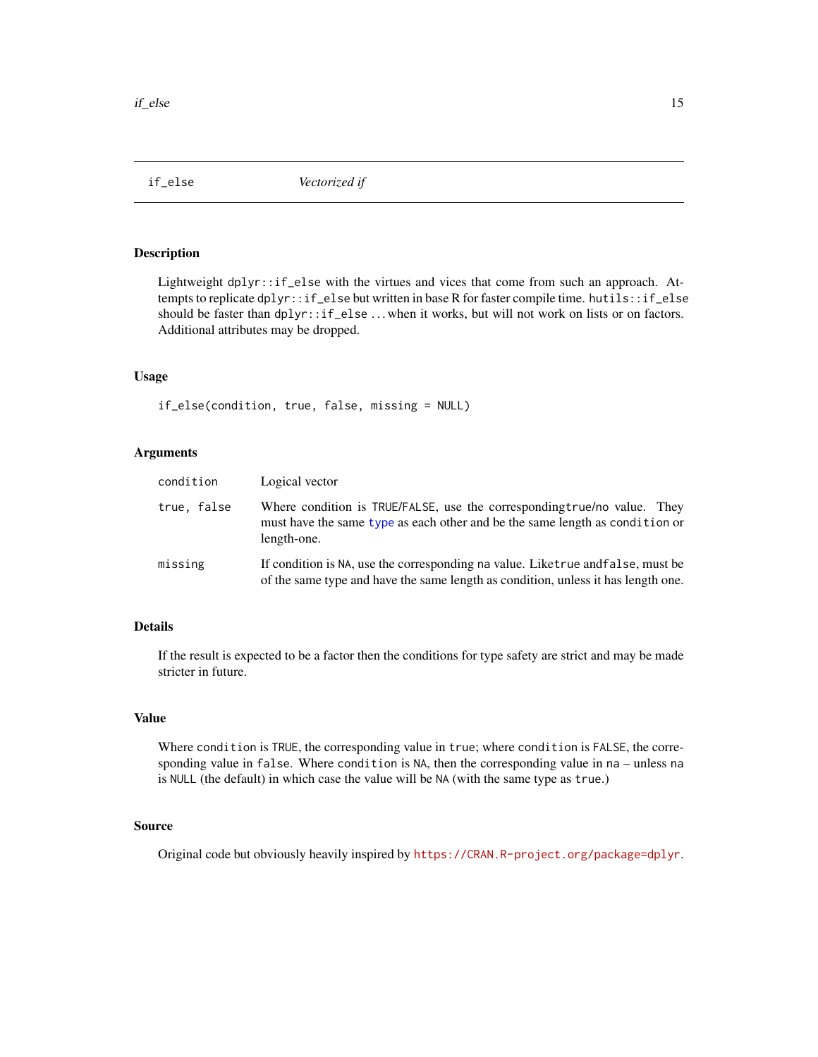# if_else — *Vectorized if*

## Description

Lightweight `dplyr::if_else` with the virtues and vices that come from such an approach. Attempts to replicate `dplyr::if_else` but written in base R for faster compile time. `hutils::if_else` should be faster than `dplyr::if_else` ... when it works, but will not work on lists or on factors. Additional attributes may be dropped.

## Usage

```
if_else(condition, true, false, missing = NULL)
```

## Arguments

| | |
|---|---|
| `condition` | Logical vector |
| `true, false` | Where condition is `TRUE`/`FALSE`, use the corresponding`true`/`no` value. They must have the same type as each other and be the same length as `condition` or length-one. |
| `missing` | If condition is `NA`, use the corresponding `na` value. Like`true` and`false`, must be of the same type and have the same length as condition, unless it has length one. |

## Details

If the result is expected to be a factor then the conditions for type safety are strict and may be made stricter in future.

## Value

Where `condition` is `TRUE`, the corresponding value in `true`; where `condition` is `FALSE`, the corresponding value in `false`. Where `condition` is `NA`, then the corresponding value in `na` – unless `na` is `NULL` (the default) in which case the value will be `NA` (with the same type as `true`.)

## Source

Original code but obviously heavily inspired by https://CRAN.R-project.org/package=dplyr.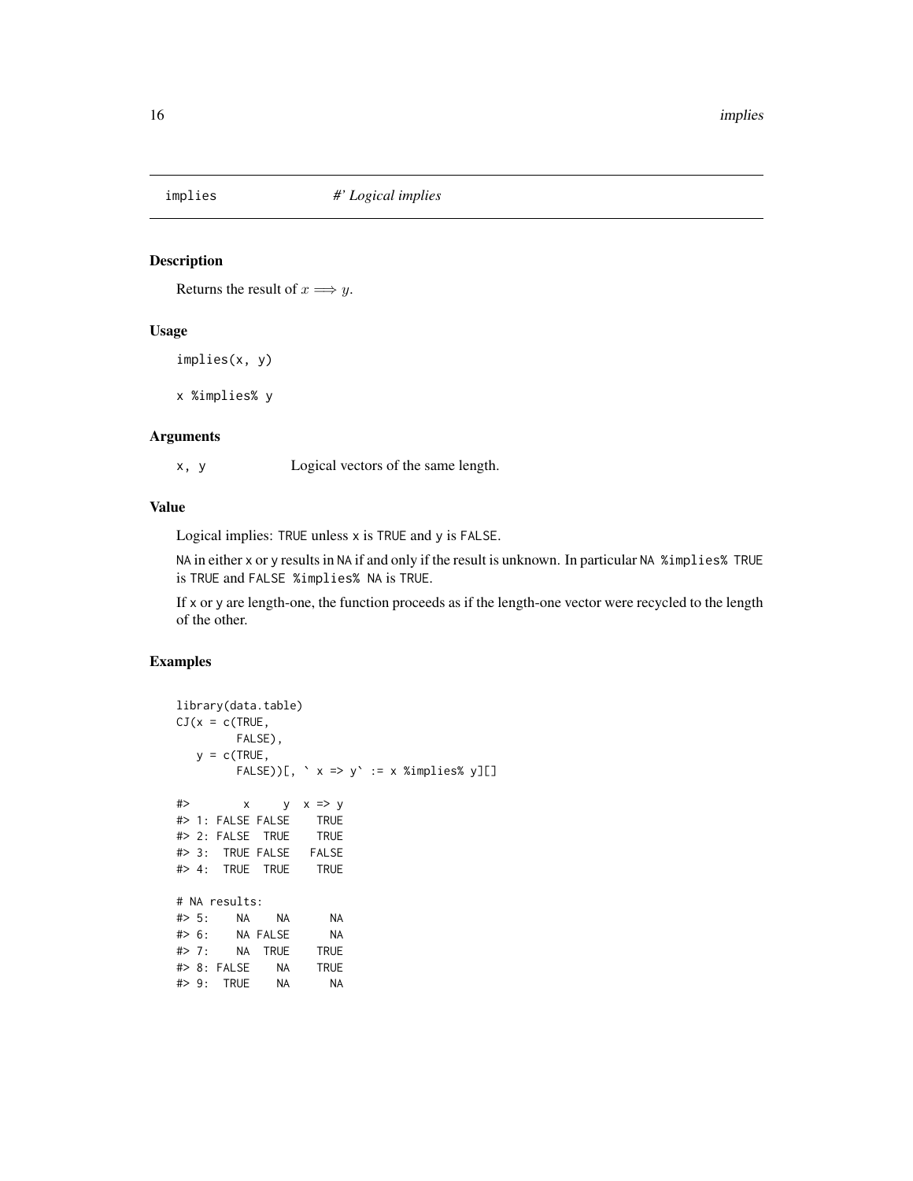implies    *#' Logical implies*

### Description

Returns the result of $x \implies y$.

### Usage

```
implies(x, y)

x %implies% y
```

### Arguments

| | |
|---|---|
| x, y | Logical vectors of the same length. |

### Value

Logical implies: TRUE unless x is TRUE and y is FALSE.

NA in either x or y results in NA if and only if the result is unknown. In particular NA %implies% TRUE is TRUE and FALSE %implies% NA is TRUE.

If x or y are length-one, the function proceeds as if the length-one vector were recycled to the length of the other.

### Examples

```
library(data.table)
CJ(x = c(TRUE,
         FALSE),
   y = c(TRUE,
         FALSE))[, ` x => y` := x %implies% y][]

#>        x     y  x => y
#> 1: FALSE FALSE    TRUE
#> 2: FALSE  TRUE    TRUE
#> 3:  TRUE FALSE   FALSE
#> 4:  TRUE  TRUE    TRUE

# NA results:
#> 5:    NA    NA      NA
#> 6:    NA FALSE      NA
#> 7:    NA  TRUE    TRUE
#> 8: FALSE    NA    TRUE
#> 9:  TRUE    NA      NA
```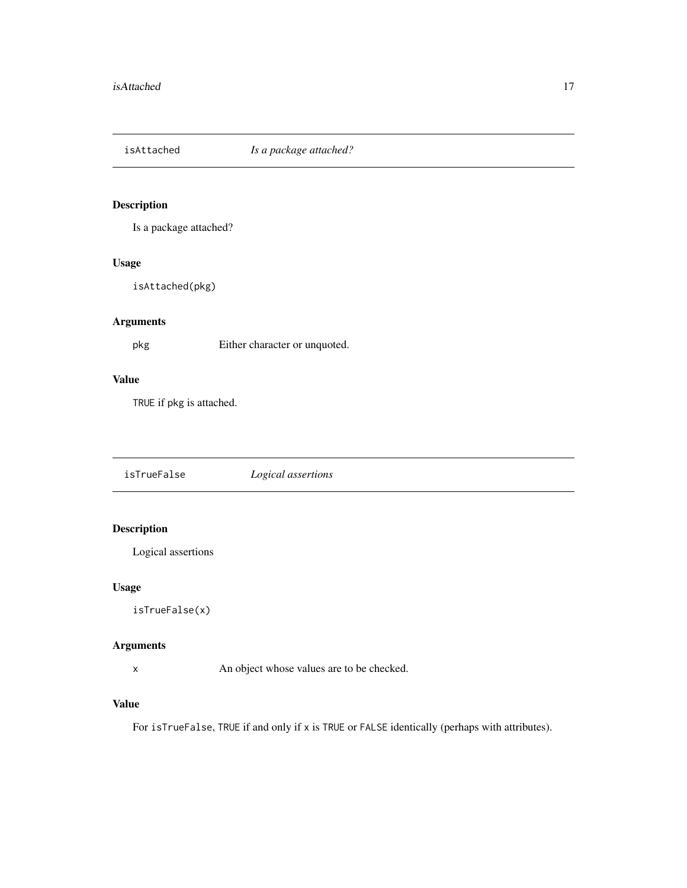## `isAttached` *Is a package attached?*

### Description

Is a package attached?

### Usage

```
isAttached(pkg)
```

### Arguments

| | |
|---|---|
| `pkg` | Either character or unquoted. |

### Value

`TRUE` if `pkg` is attached.

## `isTrueFalse` *Logical assertions*

### Description

Logical assertions

### Usage

```
isTrueFalse(x)
```

### Arguments

| | |
|---|---|
| `x` | An object whose values are to be checked. |

### Value

For `isTrueFalse`, `TRUE` if and only if `x` is `TRUE` or `FALSE` identically (perhaps with attributes).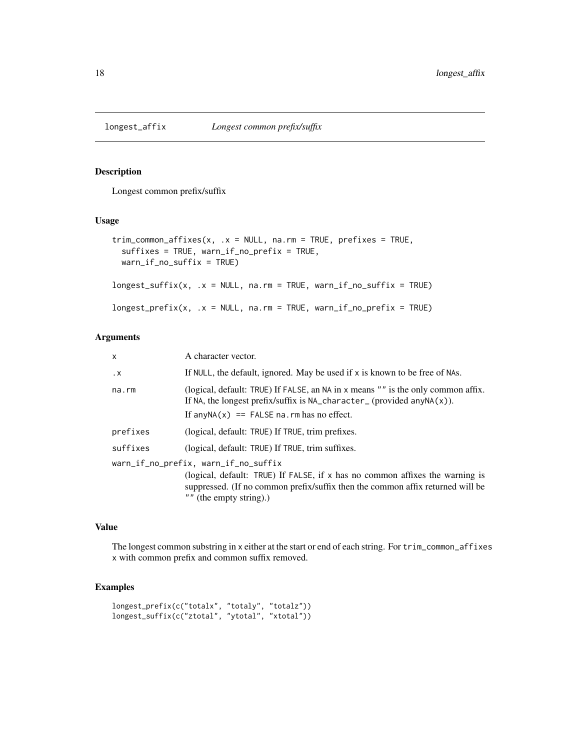## longest_affix — *Longest common prefix/suffix*

### Description

Longest common prefix/suffix

### Usage

```
trim_common_affixes(x, .x = NULL, na.rm = TRUE, prefixes = TRUE,
  suffixes = TRUE, warn_if_no_prefix = TRUE,
  warn_if_no_suffix = TRUE)

longest_suffix(x, .x = NULL, na.rm = TRUE, warn_if_no_suffix = TRUE)

longest_prefix(x, .x = NULL, na.rm = TRUE, warn_if_no_prefix = TRUE)
```

### Arguments

| | |
|---|---|
| `x` | A character vector. |
| `.x` | If `NULL`, the default, ignored. May be used if `x` is known to be free of `NA`s. |
| `na.rm` | (logical, default: `TRUE`) If `FALSE`, an `NA` in `x` means `""` is the only common affix. If `NA`, the longest prefix/suffix is `NA_character_` (provided `anyNA(x)`). If `anyNA(x) == FALSE` `na.rm` has no effect. |
| `prefixes` | (logical, default: `TRUE`) If `TRUE`, trim prefixes. |
| `suffixes` | (logical, default: `TRUE`) If `TRUE`, trim suffixes. |
| `warn_if_no_prefix, warn_if_no_suffix` | (logical, default: `TRUE`) If `FALSE`, if `x` has no common affixes the warning is suppressed. (If no common prefix/suffix then the common affix returned will be `""` (the empty string).) |

### Value

The longest common substring in `x` either at the start or end of each string. For `trim_common_affixes` `x` with common prefix and common suffix removed.

### Examples

```
longest_prefix(c("totalx", "totaly", "totalz"))
longest_suffix(c("ztotal", "ytotal", "xtotal"))
```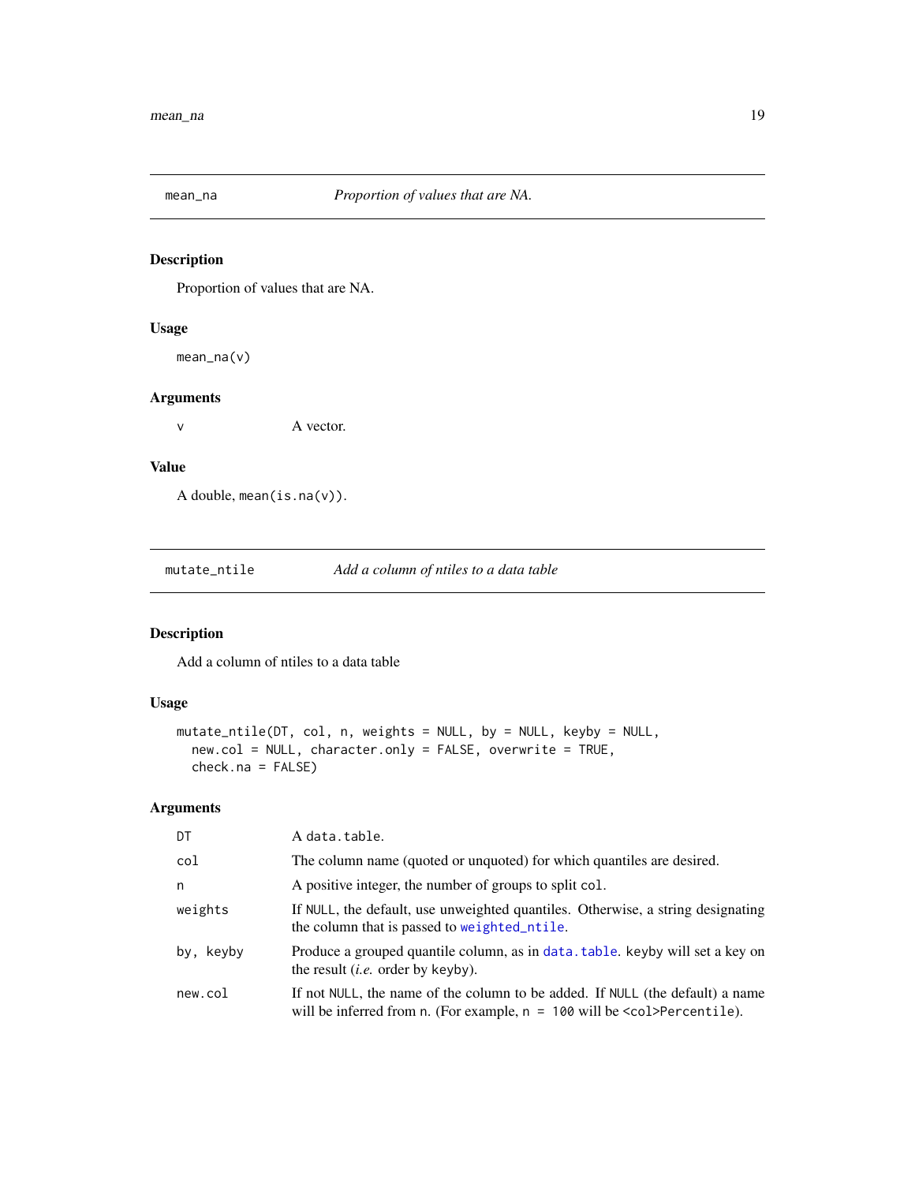## mean_na — *Proportion of values that are NA.*

### Description

Proportion of values that are NA.

### Usage

```
mean_na(v)
```

### Arguments

| | |
|---|---|
| `v` | A vector. |

### Value

A double, `mean(is.na(v))`.

## mutate_ntile — *Add a column of ntiles to a data table*

### Description

Add a column of ntiles to a data table

### Usage

```
mutate_ntile(DT, col, n, weights = NULL, by = NULL, keyby = NULL,
  new.col = NULL, character.only = FALSE, overwrite = TRUE,
  check.na = FALSE)
```

### Arguments

| | |
|---|---|
| `DT` | A `data.table`. |
| `col` | The column name (quoted or unquoted) for which quantiles are desired. |
| `n` | A positive integer, the number of groups to split `col`. |
| `weights` | If `NULL`, the default, use unweighted quantiles. Otherwise, a string designating the column that is passed to `weighted_ntile`. |
| `by, keyby` | Produce a grouped quantile column, as in `data.table`. `keyby` will set a key on the result (*i.e.* order by `keyby`). |
| `new.col` | If not `NULL`, the name of the column to be added. If `NULL` (the default) a name will be inferred from `n`. (For example, `n = 100` will be `<col>Percentile`). |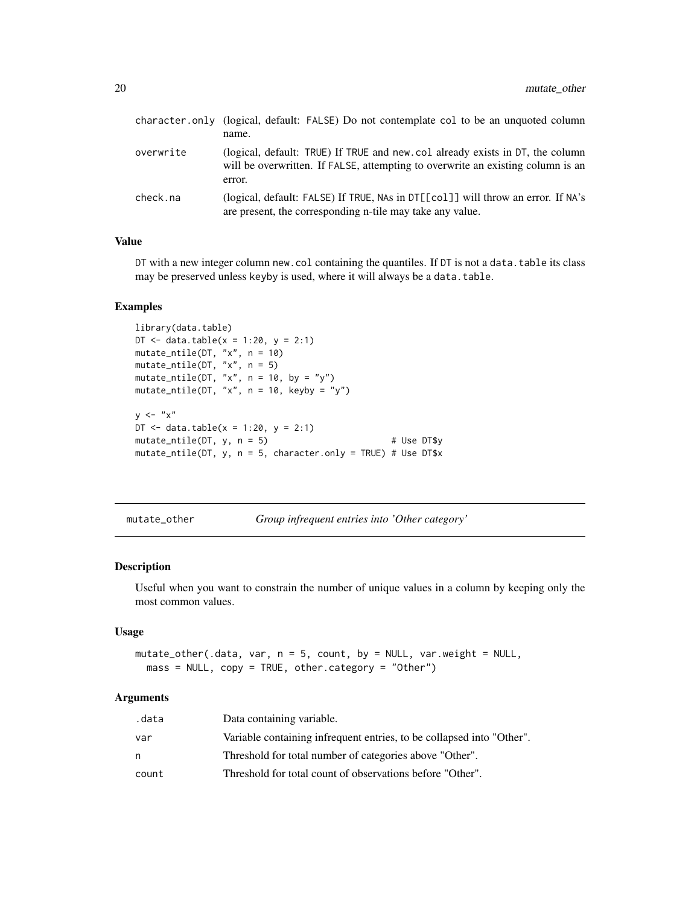| | |
|---|---|
| character.only | (logical, default: FALSE) Do not contemplate col to be an unquoted column name. |
| overwrite | (logical, default: TRUE) If TRUE and new.col already exists in DT, the column will be overwritten. If FALSE, attempting to overwrite an existing column is an error. |
| check.na | (logical, default: FALSE) If TRUE, NAs in DT[[col]] will throw an error. If NA's are present, the corresponding n-tile may take any value. |

### Value

DT with a new integer column new.col containing the quantiles. If DT is not a data.table its class may be preserved unless keyby is used, where it will always be a data.table.

### Examples

```
library(data.table)
DT <- data.table(x = 1:20, y = 2:1)
mutate_ntile(DT, "x", n = 10)
mutate_ntile(DT, "x", n = 5)
mutate_ntile(DT, "x", n = 10, by = "y")
mutate_ntile(DT, "x", n = 10, keyby = "y")

y <- "x"
DT <- data.table(x = 1:20, y = 2:1)
mutate_ntile(DT, y, n = 5)                         # Use DT$y
mutate_ntile(DT, y, n = 5, character.only = TRUE) # Use DT$x
```

---

## mutate_other — *Group infrequent entries into 'Other category'*

### Description

Useful when you want to constrain the number of unique values in a column by keeping only the most common values.

### Usage

```
mutate_other(.data, var, n = 5, count, by = NULL, var.weight = NULL,
  mass = NULL, copy = TRUE, other.category = "Other")
```

### Arguments

| | |
|---|---|
| .data | Data containing variable. |
| var | Variable containing infrequent entries, to be collapsed into "Other". |
| n | Threshold for total number of categories above "Other". |
| count | Threshold for total count of observations before "Other". |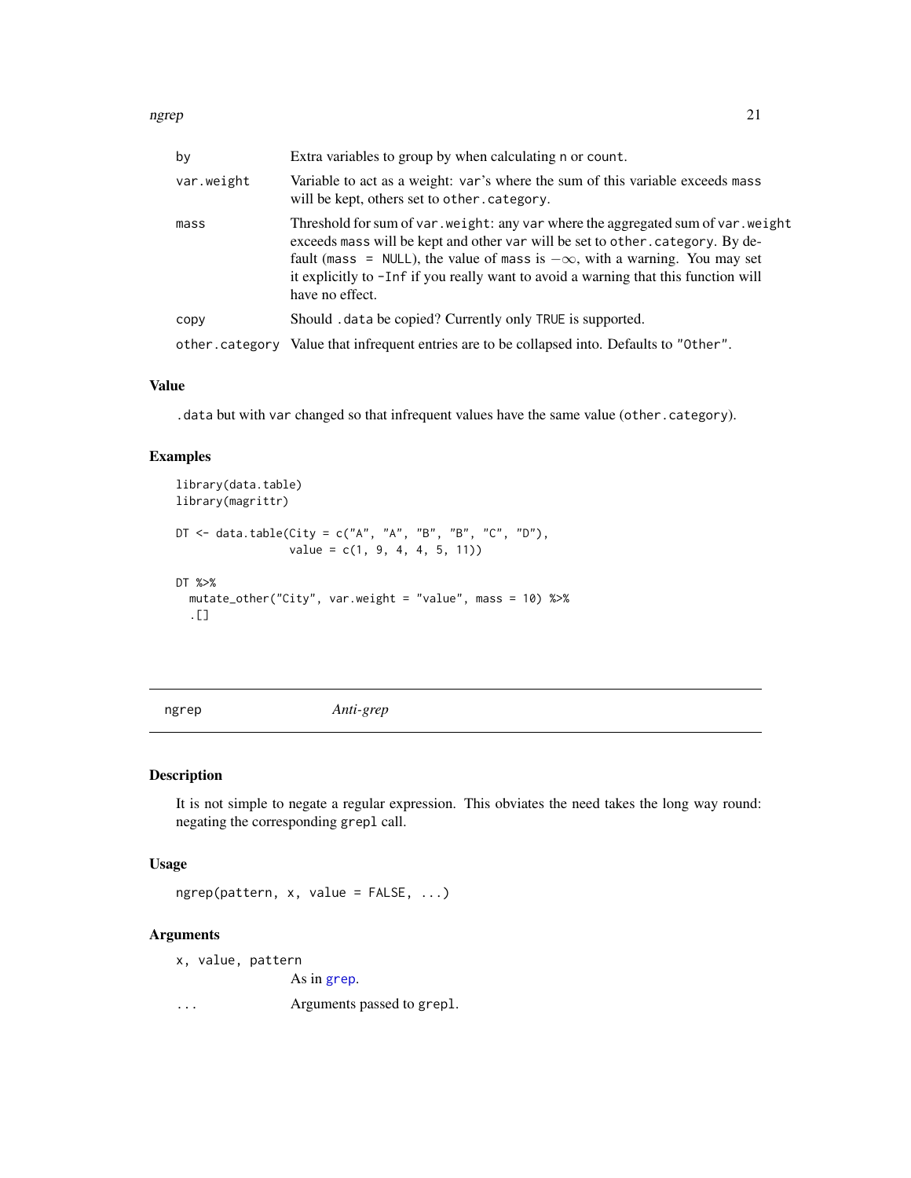| | |
|---|---|
| by | Extra variables to group by when calculating n or count. |
| var.weight | Variable to act as a weight: var's where the sum of this variable exceeds mass will be kept, others set to other.category. |
| mass | Threshold for sum of var.weight: any var where the aggregated sum of var.weight exceeds mass will be kept and other var will be set to other.category. By default (mass = NULL), the value of mass is $-\infty$, with a warning. You may set it explicitly to -Inf if you really want to avoid a warning that this function will have no effect. |
| copy | Should .data be copied? Currently only TRUE is supported. |
| other.category | Value that infrequent entries are to be collapsed into. Defaults to "Other". |

### Value

.data but with var changed so that infrequent values have the same value (other.category).

### Examples

```
library(data.table)
library(magrittr)

DT <- data.table(City = c("A", "A", "B", "B", "C", "D"),
                 value = c(1, 9, 4, 4, 5, 11))

DT %>%
  mutate_other("City", var.weight = "value", mass = 10) %>%
  .[]
```

---

## ngrep *Anti-grep*

### Description

It is not simple to negate a regular expression. This obviates the need takes the long way round: negating the corresponding grepl call.

### Usage

```
ngrep(pattern, x, value = FALSE, ...)
```

### Arguments

| | |
|---|---|
| x, value, pattern | As in grep. |
| ... | Arguments passed to grepl. |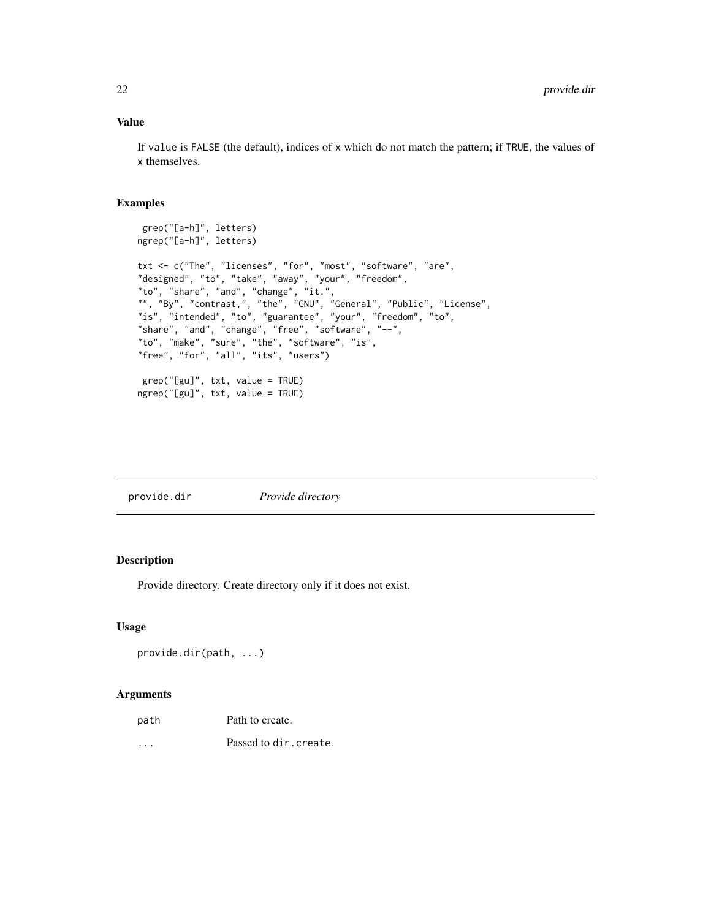### Value

If `value` is `FALSE` (the default), indices of `x` which do not match the pattern; if `TRUE`, the values of `x` themselves.

### Examples

```
 grep("[a-h]", letters)
ngrep("[a-h]", letters)

txt <- c("The", "licenses", "for", "most", "software", "are",
"designed", "to", "take", "away", "your", "freedom",
"to", "share", "and", "change", "it.",
"", "By", "contrast,", "the", "GNU", "General", "Public", "License",
"is", "intended", "to", "guarantee", "your", "freedom", "to",
"share", "and", "change", "free", "software", "--",
"to", "make", "sure", "the", "software", "is",
"free", "for", "all", "its", "users")

 grep("[gu]", txt, value = TRUE)
ngrep("[gu]", txt, value = TRUE)
```

---

## provide.dir *Provide directory*

---

### Description

Provide directory. Create directory only if it does not exist.

### Usage

```
provide.dir(path, ...)
```

### Arguments

| | |
|---|---|
| `path` | Path to create. |
| `...` | Passed to `dir.create`. |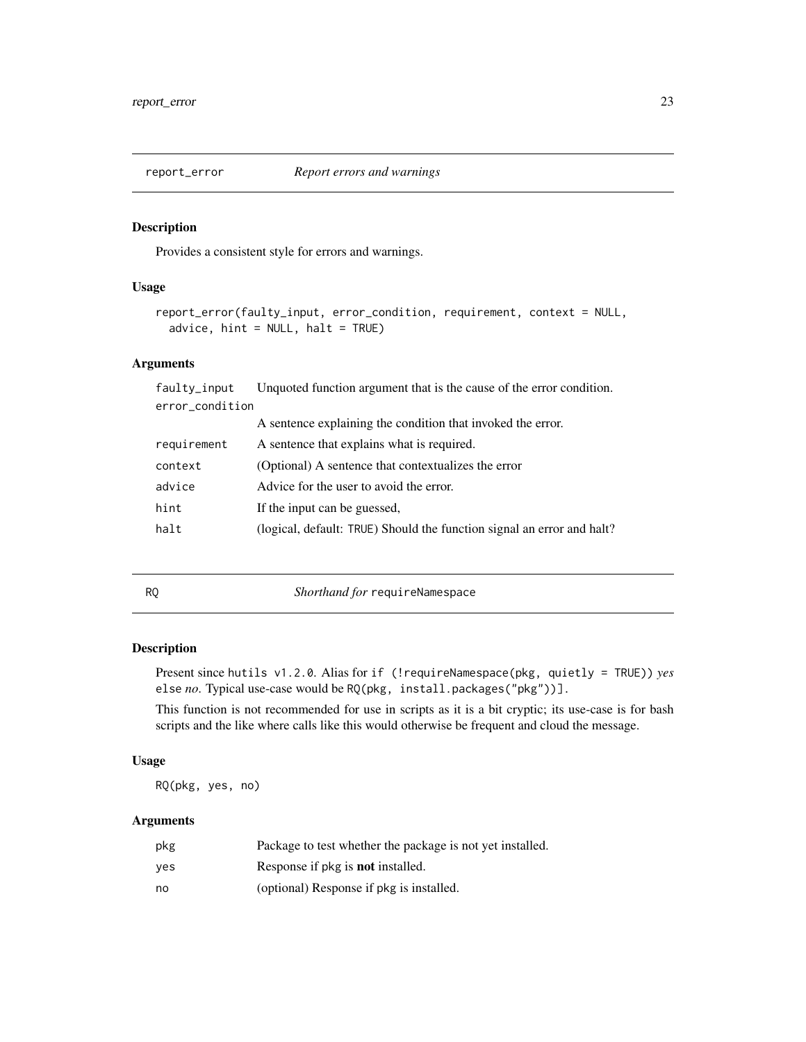## report_error — *Report errors and warnings*

### Description

Provides a consistent style for errors and warnings.

### Usage

```
report_error(faulty_input, error_condition, requirement, context = NULL,
  advice, hint = NULL, halt = TRUE)
```

### Arguments

| | |
|---|---|
| faulty_input | Unquoted function argument that is the cause of the error condition. |
| error_condition | A sentence explaining the condition that invoked the error. |
| requirement | A sentence that explains what is required. |
| context | (Optional) A sentence that contextualizes the error |
| advice | Advice for the user to avoid the error. |
| hint | If the input can be guessed, |
| halt | (logical, default: `TRUE`) Should the function signal an error and halt? |

## RQ — *Shorthand for* `requireNamespace`

### Description

Present since `hutils v1.2.0`. Alias for `if (!requireNamespace(pkg, quietly = TRUE))` *yes* `else` *no*. Typical use-case would be `RQ(pkg, install.packages("pkg"))]`.

This function is not recommended for use in scripts as it is a bit cryptic; its use-case is for bash scripts and the like where calls like this would otherwise be frequent and cloud the message.

### Usage

```
RQ(pkg, yes, no)
```

### Arguments

| | |
|---|---|
| pkg | Package to test whether the package is not yet installed. |
| yes | Response if `pkg` is **not** installed. |
| no | (optional) Response if `pkg` is installed. |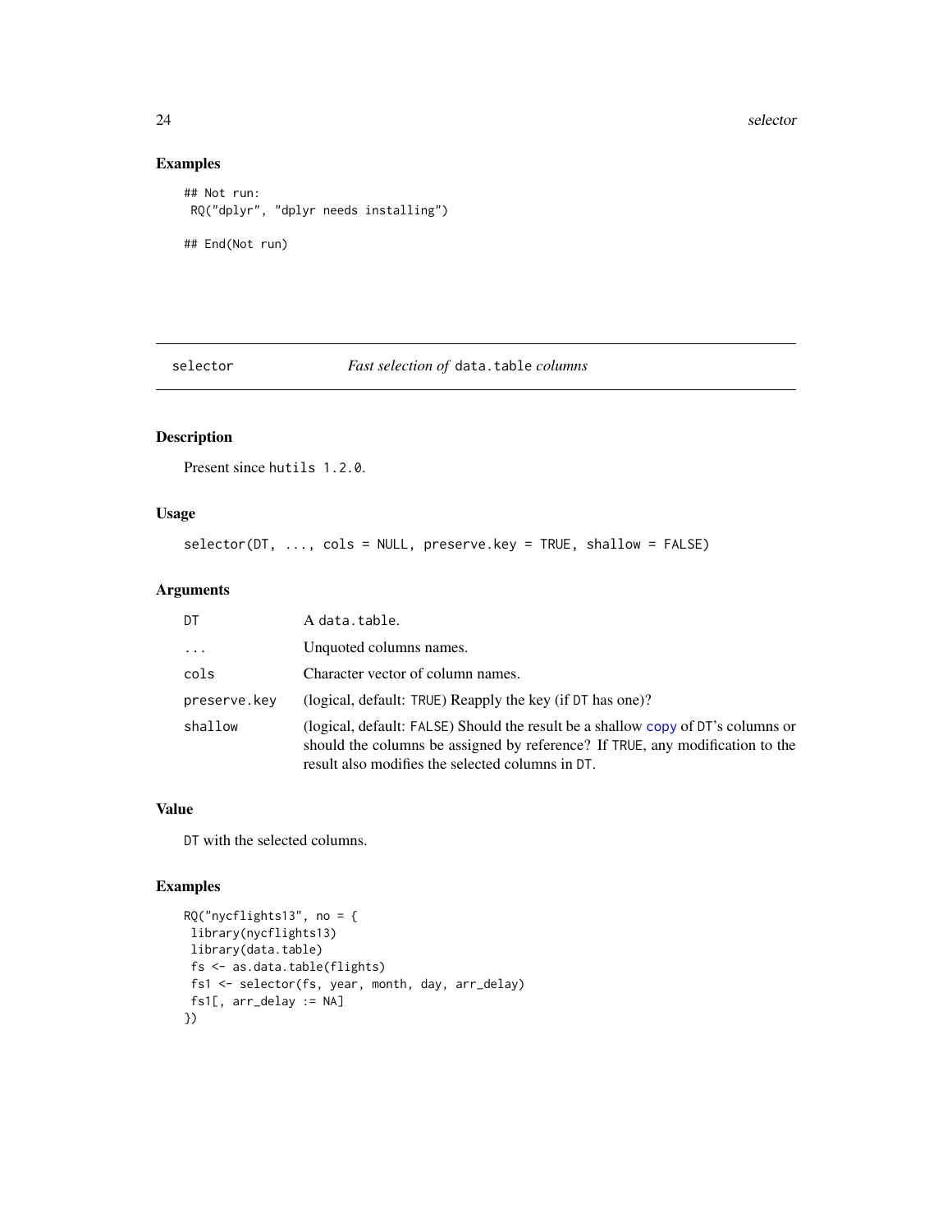## Examples

```
## Not run:
 RQ("dplyr", "dplyr needs installing")

## End(Not run)
```

---

# selector — *Fast selection of* `data.table` *columns*

## Description

Present since `hutils 1.2.0`.

## Usage

```
selector(DT, ..., cols = NULL, preserve.key = TRUE, shallow = FALSE)
```

## Arguments

| Argument | Description |
|---|---|
| `DT` | A `data.table`. |
| `...` | Unquoted columns names. |
| `cols` | Character vector of column names. |
| `preserve.key` | (logical, default: `TRUE`) Reapply the key (if `DT` has one)? |
| `shallow` | (logical, default: `FALSE`) Should the result be a shallow `copy` of `DT`'s columns or should the columns be assigned by reference? If `TRUE`, any modification to the result also modifies the selected columns in `DT`. |

## Value

`DT` with the selected columns.

## Examples

```
RQ("nycflights13", no = {
 library(nycflights13)
 library(data.table)
 fs <- as.data.table(flights)
 fs1 <- selector(fs, year, month, day, arr_delay)
 fs1[, arr_delay := NA]
})
```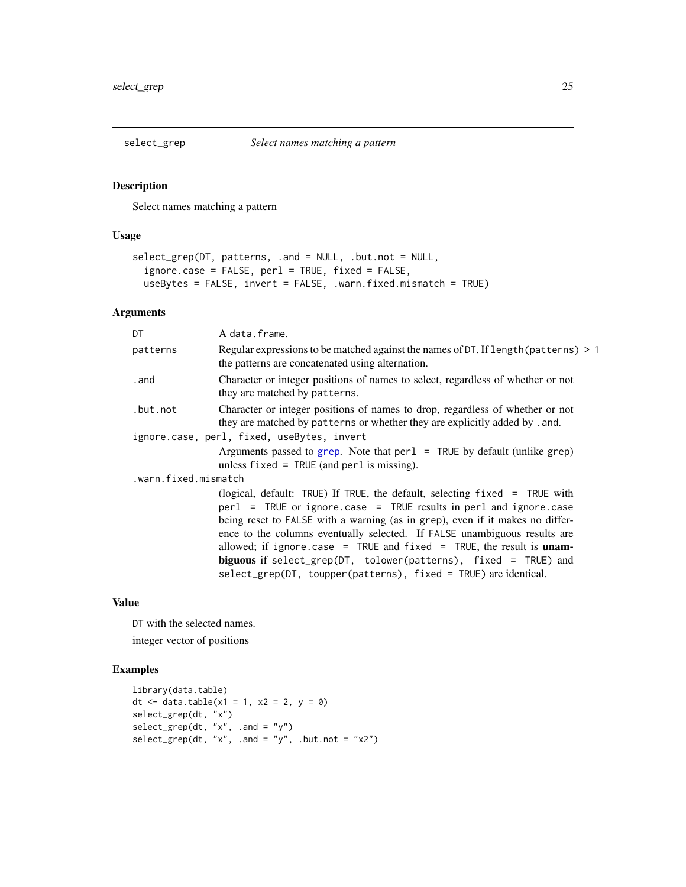## select_grep — *Select names matching a pattern*

### Description

Select names matching a pattern

### Usage

```
select_grep(DT, patterns, .and = NULL, .but.not = NULL,
  ignore.case = FALSE, perl = TRUE, fixed = FALSE,
  useBytes = FALSE, invert = FALSE, .warn.fixed.mismatch = TRUE)
```

### Arguments

| Argument | Description |
|---|---|
| `DT` | A `data.frame`. |
| `patterns` | Regular expressions to be matched against the names of `DT`. If `length(patterns) > 1` the patterns are concatenated using alternation. |
| `.and` | Character or integer positions of names to select, regardless of whether or not they are matched by `patterns`. |
| `.but.not` | Character or integer positions of names to drop, regardless of whether or not they are matched by `patterns` or whether they are explicitly added by `.and`. |
| `ignore.case, perl, fixed, useBytes, invert` | Arguments passed to `grep`. Note that `perl = TRUE` by default (unlike `grep`) unless `fixed = TRUE` (and `perl` is missing). |
| `.warn.fixed.mismatch` | (logical, default: `TRUE`) If `TRUE`, the default, selecting `fixed = TRUE` with `perl = TRUE` or `ignore.case = TRUE` results in `perl` and `ignore.case` being reset to `FALSE` with a warning (as in `grep`), even if it makes no difference to the columns eventually selected. If `FALSE` unambiguous results are allowed; if `ignore.case = TRUE` and `fixed = TRUE`, the result is **unambiguous** if `select_grep(DT, tolower(patterns), fixed = TRUE)` and `select_grep(DT, toupper(patterns), fixed = TRUE)` are identical. |

### Value

`DT` with the selected names.

integer vector of positions

### Examples

```
library(data.table)
dt <- data.table(x1 = 1, x2 = 2, y = 0)
select_grep(dt, "x")
select_grep(dt, "x", .and = "y")
select_grep(dt, "x", .and = "y", .but.not = "x2")
```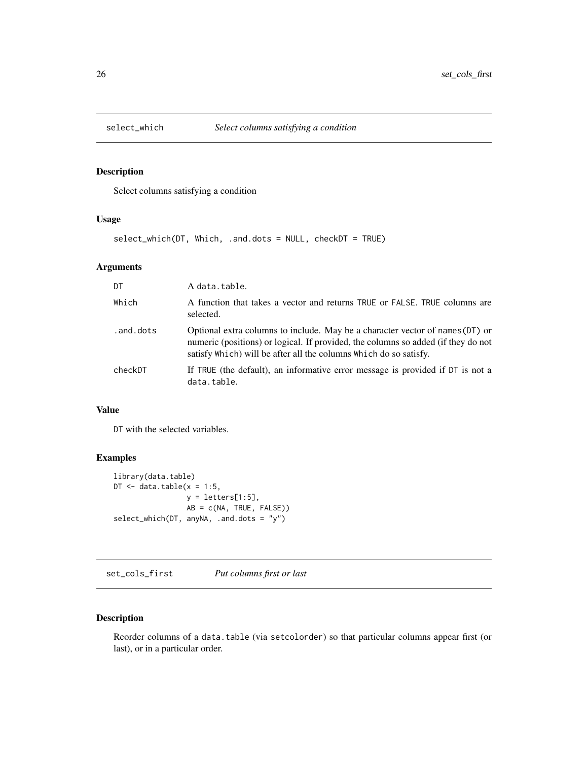## select_which — *Select columns satisfying a condition*

### Description

Select columns satisfying a condition

### Usage

```
select_which(DT, Which, .and.dots = NULL, checkDT = TRUE)
```

### Arguments

| | |
|---|---|
| `DT` | A `data.table`. |
| `Which` | A function that takes a vector and returns `TRUE` or `FALSE`. `TRUE` columns are selected. |
| `.and.dots` | Optional extra columns to include. May be a character vector of `names(DT)` or numeric (positions) or logical. If provided, the columns so added (if they do not satisfy `Which`) will be after all the columns `Which` do so satisfy. |
| `checkDT` | If `TRUE` (the default), an informative error message is provided if `DT` is not a `data.table`. |

### Value

`DT` with the selected variables.

### Examples

```
library(data.table)
DT <- data.table(x = 1:5,
                 y = letters[1:5],
                 AB = c(NA, TRUE, FALSE))
select_which(DT, anyNA, .and.dots = "y")
```

## set_cols_first — *Put columns first or last*

### Description

Reorder columns of a `data.table` (via `setcolorder`) so that particular columns appear first (or last), or in a particular order.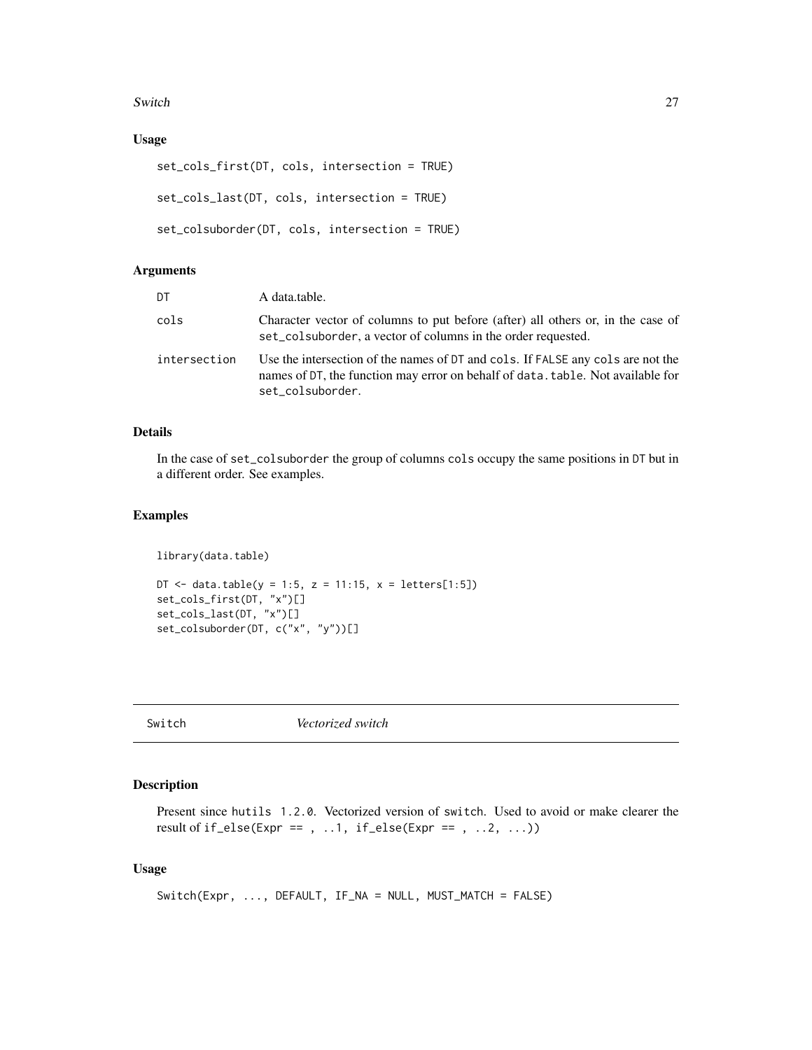### Usage

```
set_cols_first(DT, cols, intersection = TRUE)

set_cols_last(DT, cols, intersection = TRUE)

set_colsuborder(DT, cols, intersection = TRUE)
```

### Arguments

| | |
|---|---|
| DT | A data.table. |
| cols | Character vector of columns to put before (after) all others or, in the case of set_colsuborder, a vector of columns in the order requested. |
| intersection | Use the intersection of the names of DT and cols. If FALSE any cols are not the names of DT, the function may error on behalf of data.table. Not available for set_colsuborder. |

### Details

In the case of set_colsuborder the group of columns cols occupy the same positions in DT but in a different order. See examples.

### Examples

```
library(data.table)

DT <- data.table(y = 1:5, z = 11:15, x = letters[1:5])
set_cols_first(DT, "x")[]
set_cols_last(DT, "x")[]
set_colsuborder(DT, c("x", "y"))[]
```

---

## Switch — *Vectorized switch*

---

### Description

Present since hutils 1.2.0. Vectorized version of switch. Used to avoid or make clearer the result of if_else(Expr == , ..1, if_else(Expr == , ..2, ...))

### Usage

```
Switch(Expr, ..., DEFAULT, IF_NA = NULL, MUST_MATCH = FALSE)
```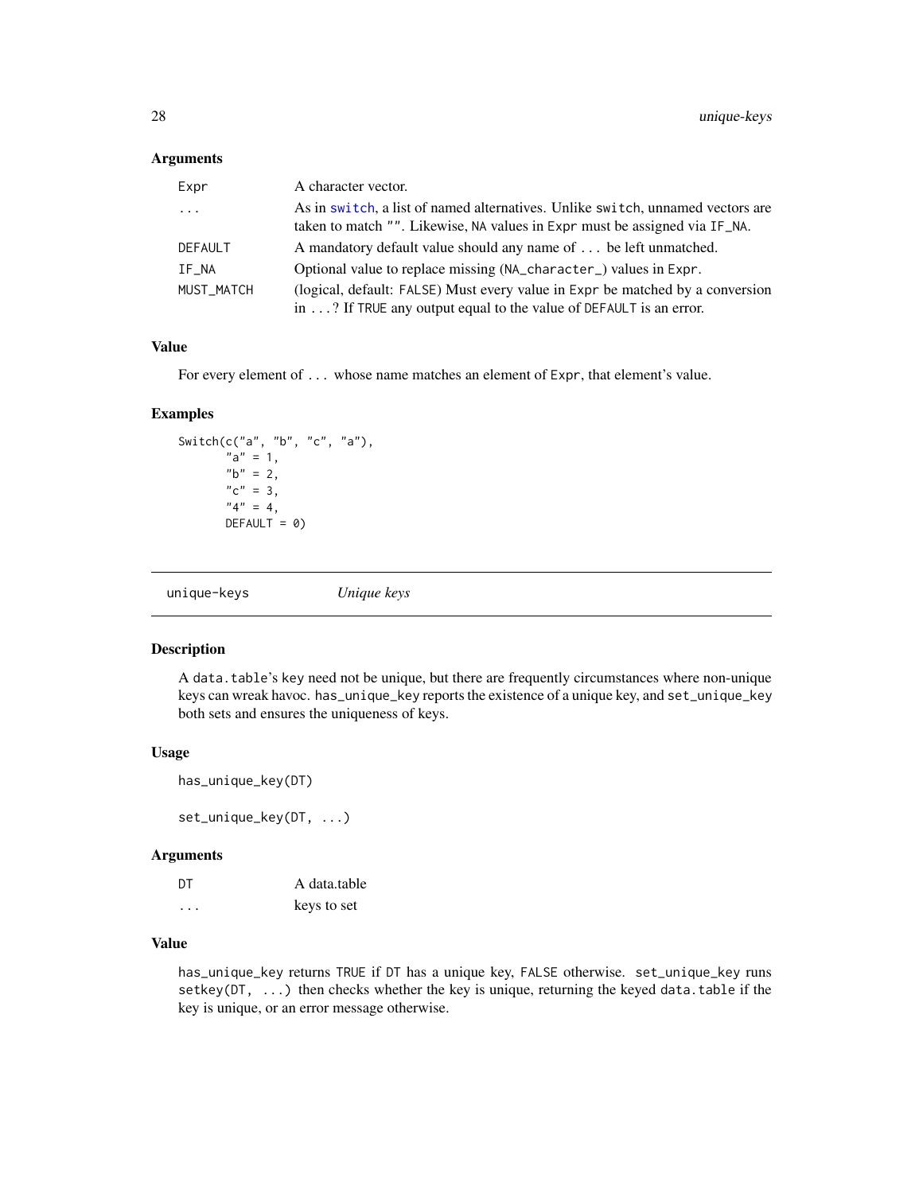### Arguments

| | |
|---|---|
| `Expr` | A character vector. |
| `...` | As in `switch`, a list of named alternatives. Unlike `switch`, unnamed vectors are taken to match `""`. Likewise, `NA` values in `Expr` must be assigned via `IF_NA`. |
| `DEFAULT` | A mandatory default value should any name of `...` be left unmatched. |
| `IF_NA` | Optional value to replace missing (`NA_character_`) values in `Expr`. |
| `MUST_MATCH` | (logical, default: `FALSE`) Must every value in `Expr` be matched by a conversion in `...`? If `TRUE` any output equal to the value of `DEFAULT` is an error. |

### Value

For every element of `...` whose name matches an element of `Expr`, that element's value.

### Examples

```
Switch(c("a", "b", "c", "a"),
       "a" = 1,
       "b" = 2,
       "c" = 3,
       "4" = 4,
       DEFAULT = 0)
```

---

## unique-keys *Unique keys*

---

### Description

A `data.table`'s `key` need not be unique, but there are frequently circumstances where non-unique keys can wreak havoc. `has_unique_key` reports the existence of a unique key, and `set_unique_key` both sets and ensures the uniqueness of keys.

### Usage

```
has_unique_key(DT)

set_unique_key(DT, ...)
```

### Arguments

| | |
|---|---|
| `DT` | A data.table |
| `...` | keys to set |

### Value

`has_unique_key` returns `TRUE` if `DT` has a unique key, `FALSE` otherwise. `set_unique_key` runs `setkey(DT, ...)` then checks whether the key is unique, returning the keyed `data.table` if the key is unique, or an error message otherwise.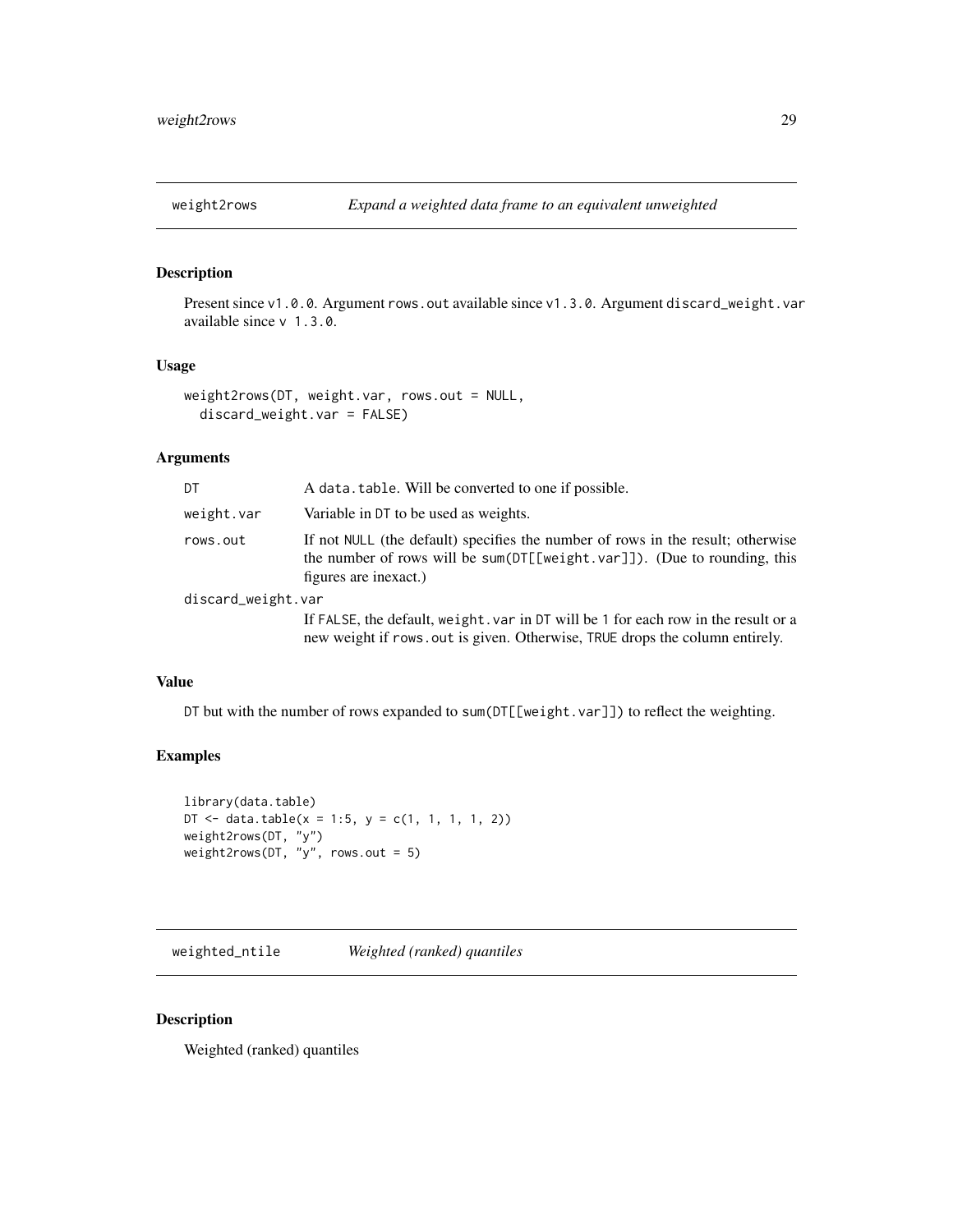## weight2rows *Expand a weighted data frame to an equivalent unweighted*

### Description

Present since `v1.0.0`. Argument `rows.out` available since `v1.3.0`. Argument `discard_weight.var` available since `v 1.3.0`.

### Usage

```
weight2rows(DT, weight.var, rows.out = NULL,
  discard_weight.var = FALSE)
```

### Arguments

| | |
|---|---|
| `DT` | A `data.table`. Will be converted to one if possible. |
| `weight.var` | Variable in `DT` to be used as weights. |
| `rows.out` | If not `NULL` (the default) specifies the number of rows in the result; otherwise the number of rows will be `sum(DT[[weight.var]])`. (Due to rounding, this figures are inexact.) |
| `discard_weight.var` | If `FALSE`, the default, `weight.var` in `DT` will be `1` for each row in the result or a new weight if `rows.out` is given. Otherwise, `TRUE` drops the column entirely. |

### Value

`DT` but with the number of rows expanded to `sum(DT[[weight.var]])` to reflect the weighting.

### Examples

```
library(data.table)
DT <- data.table(x = 1:5, y = c(1, 1, 1, 1, 2))
weight2rows(DT, "y")
weight2rows(DT, "y", rows.out = 5)
```

## weighted_ntile *Weighted (ranked) quantiles*

### Description

Weighted (ranked) quantiles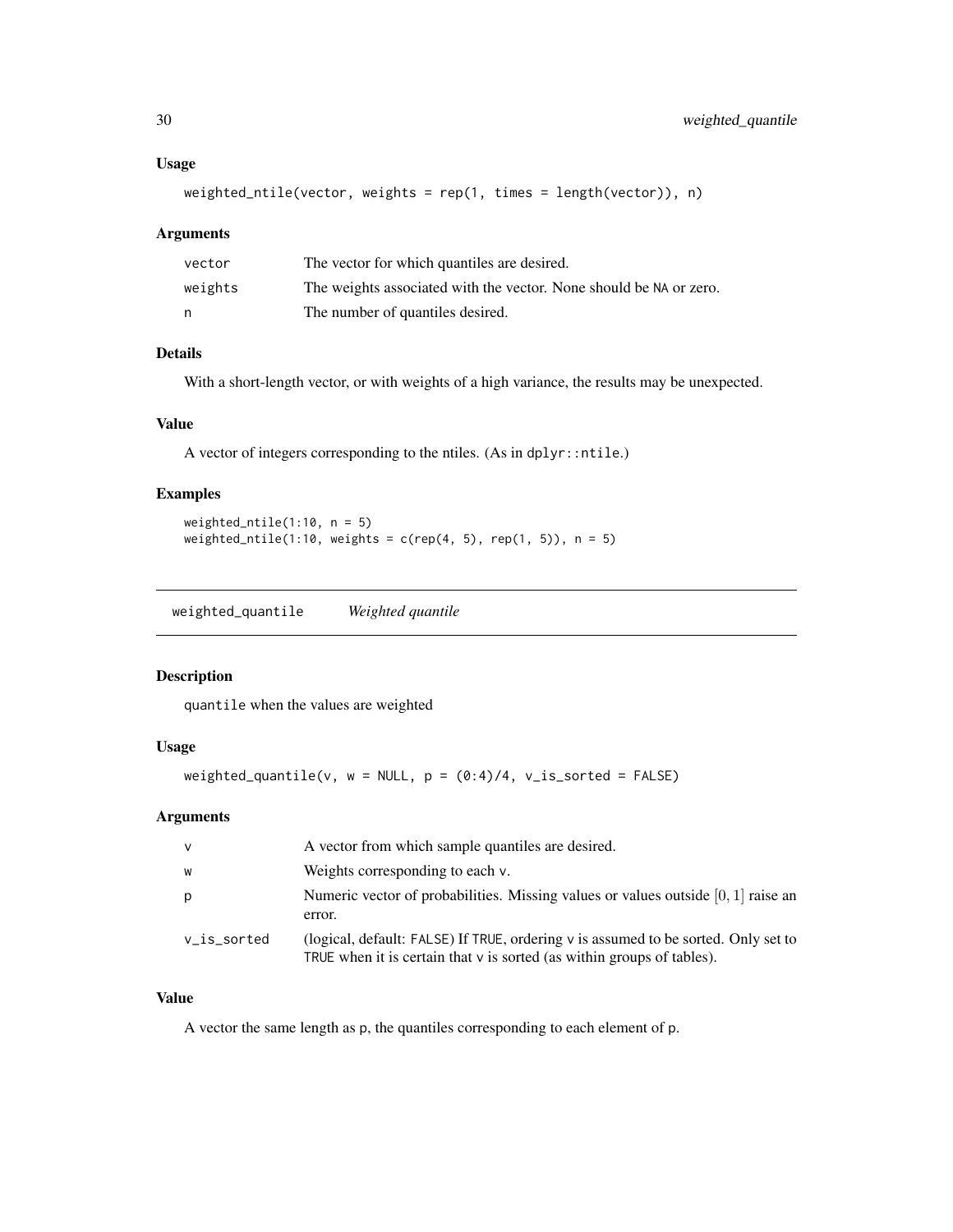### Usage

```
weighted_ntile(vector, weights = rep(1, times = length(vector)), n)
```

### Arguments

| | |
|---|---|
| vector | The vector for which quantiles are desired. |
| weights | The weights associated with the vector. None should be NA or zero. |
| n | The number of quantiles desired. |

### Details

With a short-length vector, or with weights of a high variance, the results may be unexpected.

### Value

A vector of integers corresponding to the ntiles. (As in dplyr::ntile.)

### Examples

```
weighted_ntile(1:10, n = 5)
weighted_ntile(1:10, weights = c(rep(4, 5), rep(1, 5)), n = 5)
```

---

## weighted_quantile *Weighted quantile*

---

### Description

quantile when the values are weighted

### Usage

```
weighted_quantile(v, w = NULL, p = (0:4)/4, v_is_sorted = FALSE)
```

### Arguments

| | |
|---|---|
| v | A vector from which sample quantiles are desired. |
| w | Weights corresponding to each v. |
| p | Numeric vector of probabilities. Missing values or values outside $[0, 1]$ raise an error. |
| v_is_sorted | (logical, default: FALSE) If TRUE, ordering v is assumed to be sorted. Only set to TRUE when it is certain that v is sorted (as within groups of tables). |

### Value

A vector the same length as p, the quantiles corresponding to each element of p.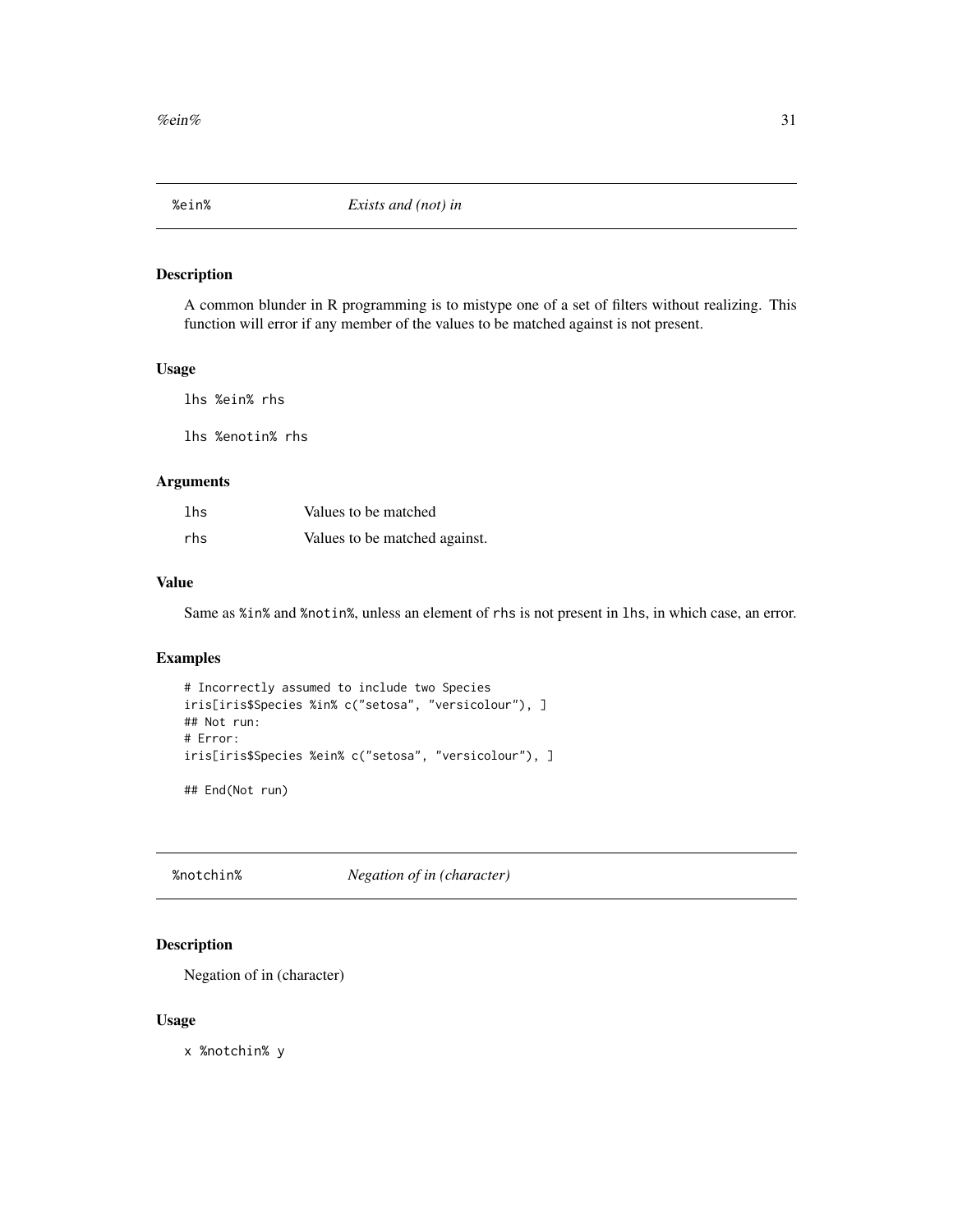## %ein% *Exists and (not) in*

### Description

A common blunder in R programming is to mistype one of a set of filters without realizing. This function will error if any member of the values to be matched against is not present.

### Usage

```
lhs %ein% rhs

lhs %enotin% rhs
```

### Arguments

| | |
|---|---|
| lhs | Values to be matched |
| rhs | Values to be matched against. |

### Value

Same as `%in%` and `%notin%`, unless an element of `rhs` is not present in `lhs`, in which case, an error.

### Examples

```
# Incorrectly assumed to include two Species
iris[iris$Species %in% c("setosa", "versicolour"), ]
## Not run:
# Error:
iris[iris$Species %ein% c("setosa", "versicolour"), ]

## End(Not run)
```

## %notchin% *Negation of in (character)*

### Description

Negation of in (character)

### Usage

```
x %notchin% y
```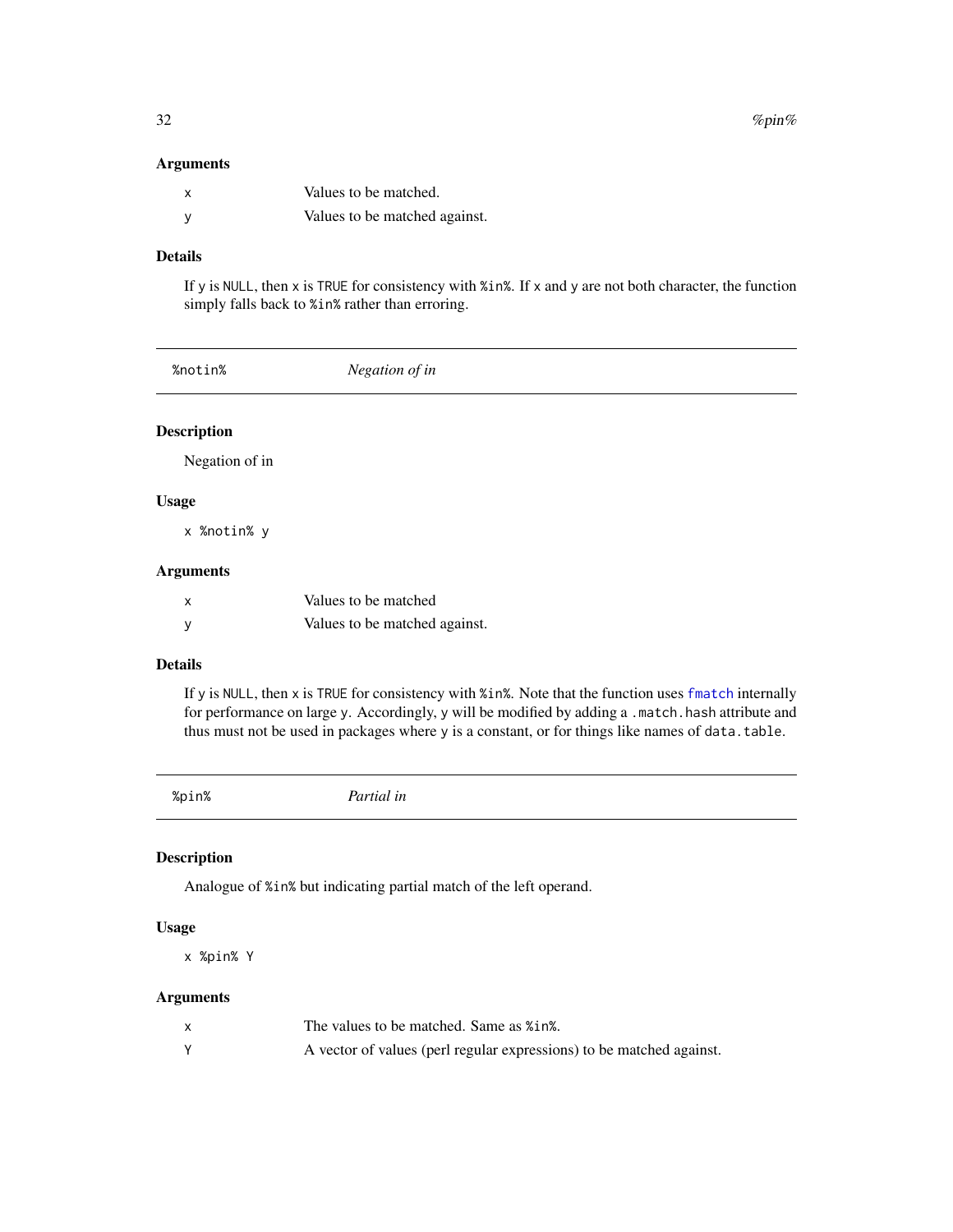### Arguments

| | |
|---|---|
| `x` | Values to be matched. |
| `y` | Values to be matched against. |

### Details

If `y` is `NULL`, then `x` is `TRUE` for consistency with `%in%`. If `x` and `y` are not both character, the function simply falls back to `%in%` rather than erroring.

---

## `%notin%` *Negation of in*

---

### Description

Negation of in

### Usage

```
x %notin% y
```

### Arguments

| | |
|---|---|
| `x` | Values to be matched |
| `y` | Values to be matched against. |

### Details

If `y` is `NULL`, then `x` is `TRUE` for consistency with `%in%`. Note that the function uses `fmatch` internally for performance on large `y`. Accordingly, `y` will be modified by adding a `.match.hash` attribute and thus must not be used in packages where `y` is a constant, or for things like names of `data.table`.

---

## `%pin%` *Partial in*

---

### Description

Analogue of `%in%` but indicating partial match of the left operand.

### Usage

```
x %pin% Y
```

### Arguments

| | |
|---|---|
| `x` | The values to be matched. Same as `%in%`. |
| `Y` | A vector of values (perl regular expressions) to be matched against. |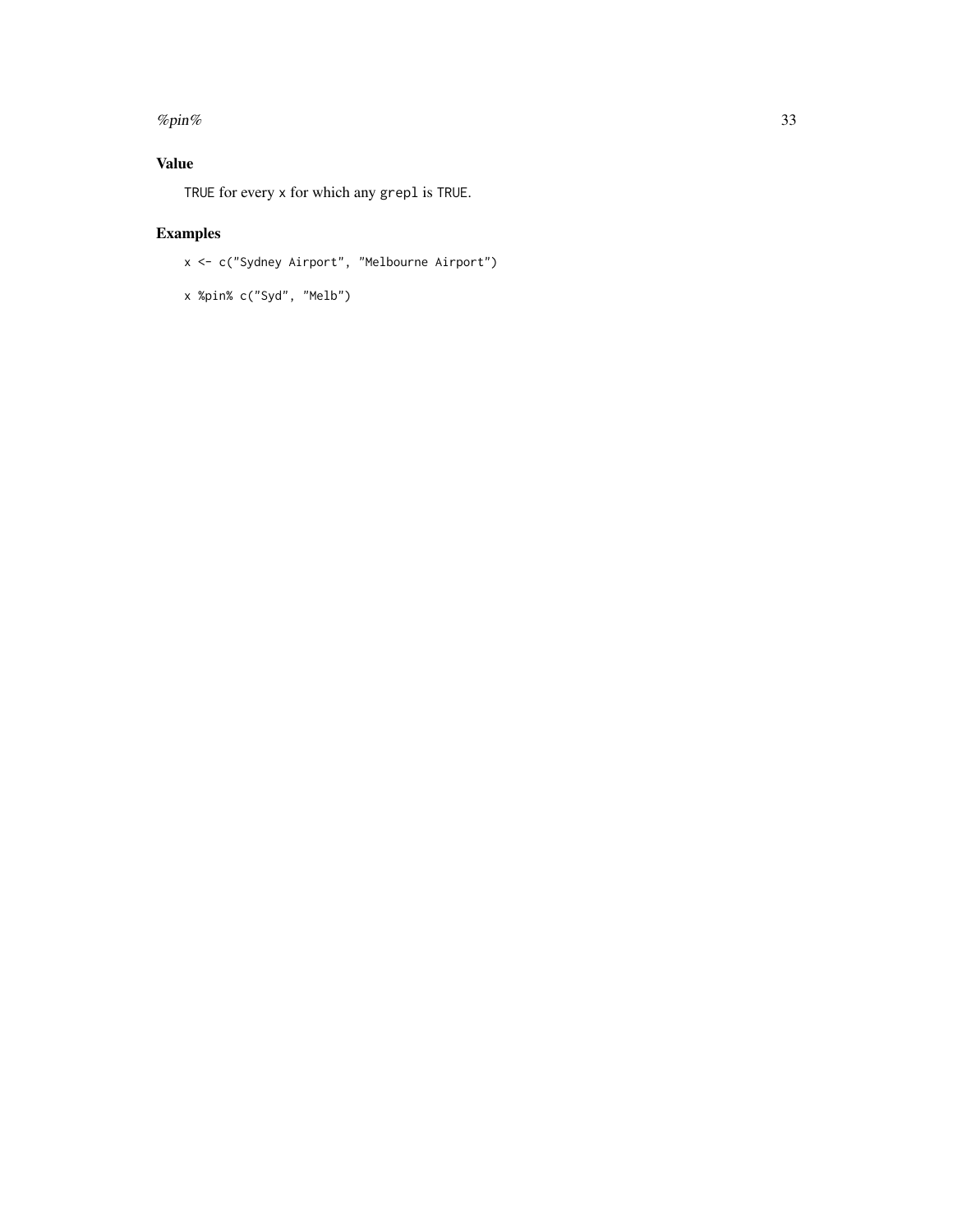## Value

TRUE for every x for which any grepl is TRUE.

## Examples

```
x <- c("Sydney Airport", "Melbourne Airport")

x %pin% c("Syd", "Melb")
```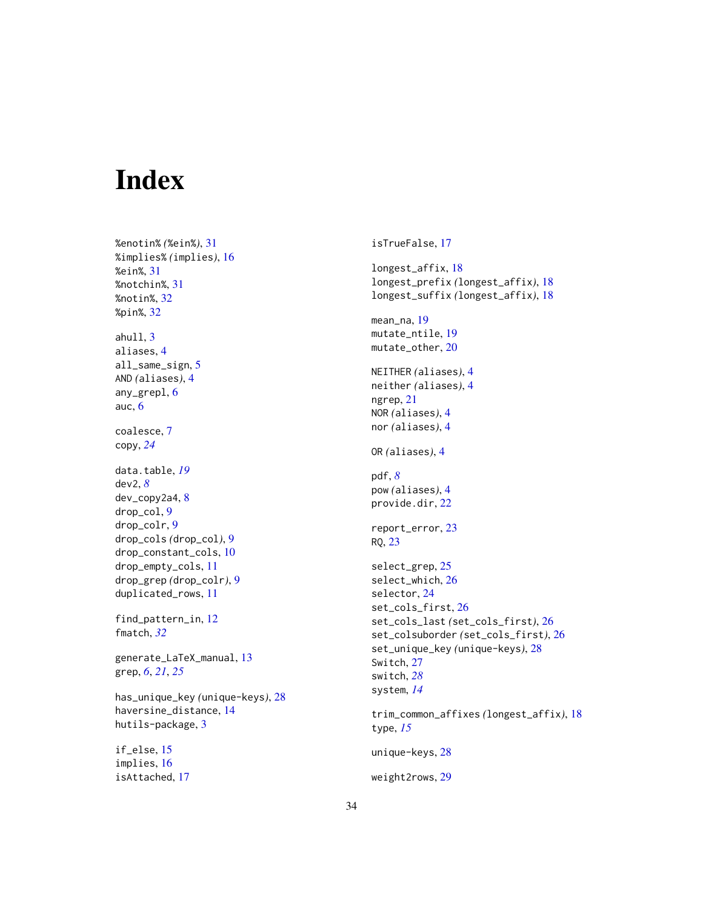# Index

%enotin% (%ein%), 31
%implies% (implies), 16
%ein%, 31
%notchin%, 31
%notin%, 32
%pin%, 32

ahull, 3
aliases, 4
all_same_sign, 5
AND (aliases), 4
any_grepl, 6
auc, 6

coalesce, 7
copy, *24*

data.table, *19*
dev2, *8*
dev_copy2a4, 8
drop_col, 9
drop_colr, 9
drop_cols (drop_col), 9
drop_constant_cols, 10
drop_empty_cols, 11
drop_grep (drop_colr), 9
duplicated_rows, 11

find_pattern_in, 12
fmatch, *32*

generate_LaTeX_manual, 13
grep, *6*, *21*, *25*

has_unique_key (unique-keys), 28
haversine_distance, 14
hutils-package, 3

if_else, 15
implies, 16
isAttached, 17
isTrueFalse, 17

longest_affix, 18
longest_prefix (longest_affix), 18
longest_suffix (longest_affix), 18

mean_na, 19
mutate_ntile, 19
mutate_other, 20

NEITHER (aliases), 4
neither (aliases), 4
ngrep, 21
NOR (aliases), 4
nor (aliases), 4

OR (aliases), 4

pdf, *8*
pow (aliases), 4
provide.dir, 22

report_error, 23
RQ, 23

select_grep, 25
select_which, 26
selector, 24
set_cols_first, 26
set_cols_last (set_cols_first), 26
set_colsuborder (set_cols_first), 26
set_unique_key (unique-keys), 28
Switch, 27
switch, *28*
system, *14*

trim_common_affixes (longest_affix), 18
type, *15*

unique-keys, 28

weight2rows, 29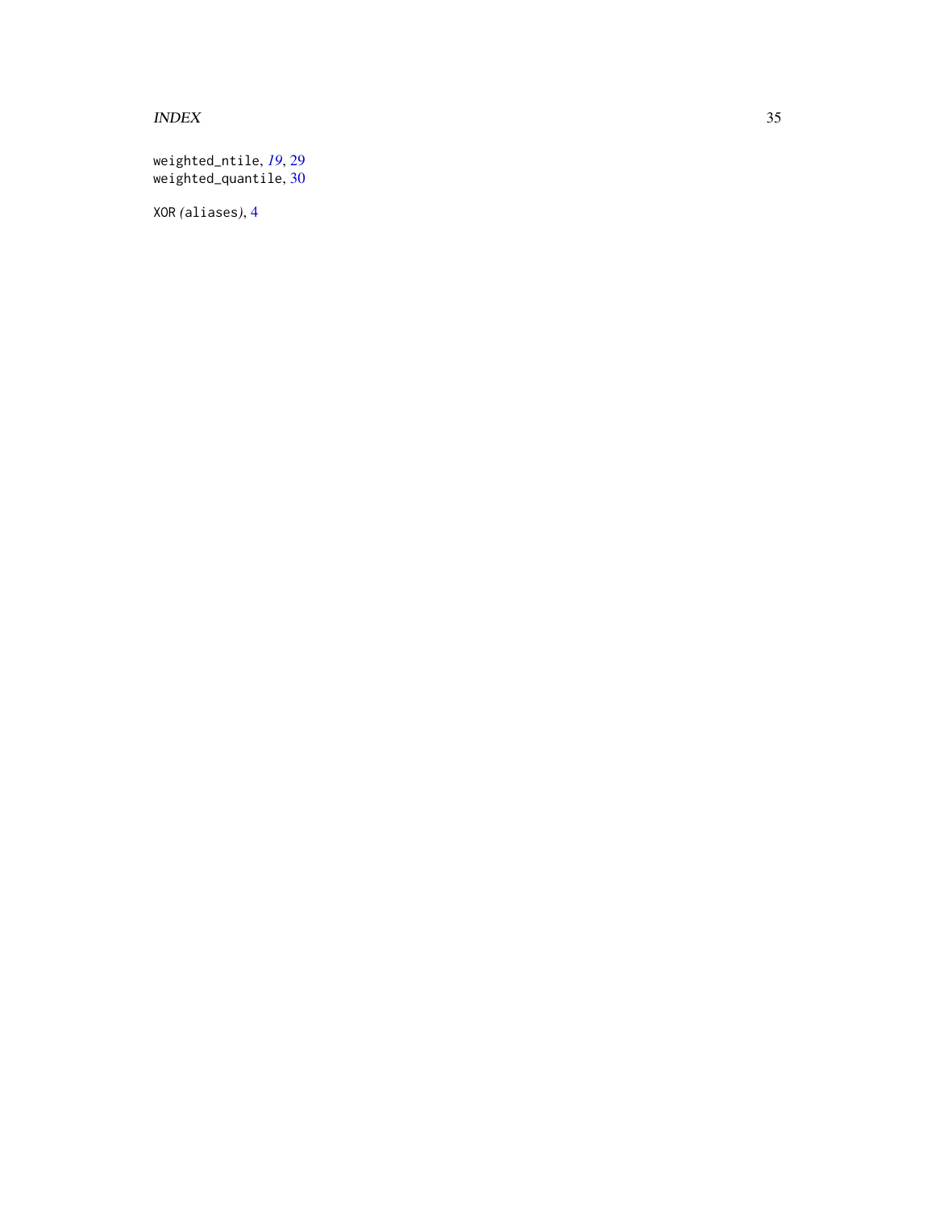weighted_ntile, *19*, 29
weighted_quantile, 30

XOR *(aliases)*, 4